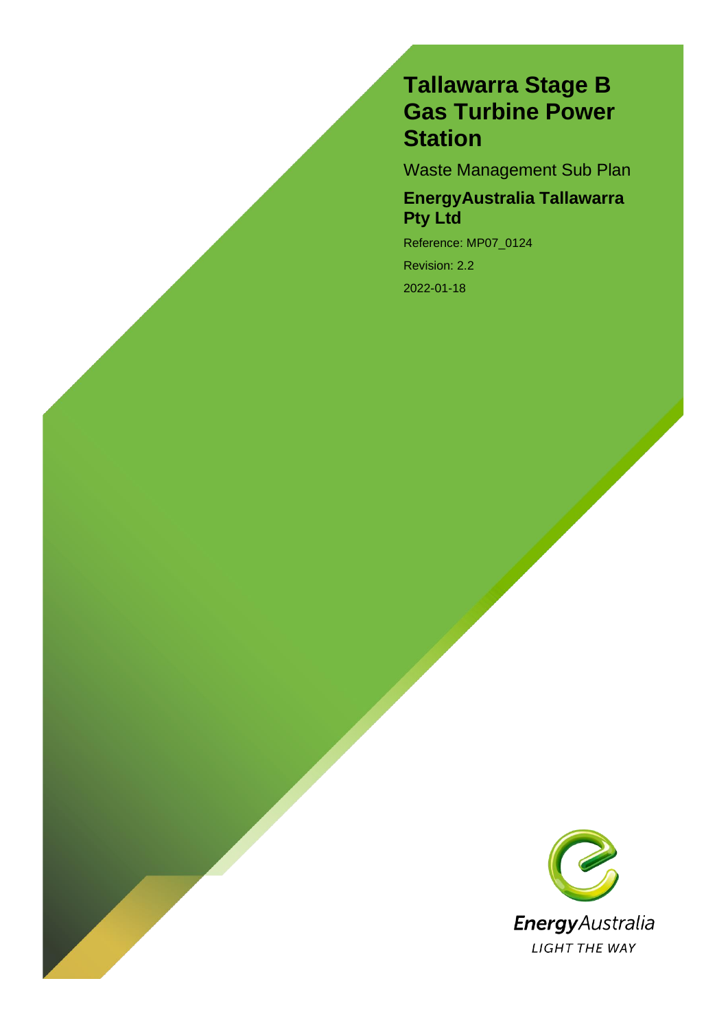# Tallawarra Stage B Gas Turbine Power Station

Waste Management Sub Plan

## EnergyAustralia Tallawarra Pty Ltd

Reference: MP07_0124

Revision: 2.2

2022-01-18

EnergyAustralia

LIGHT THE WAY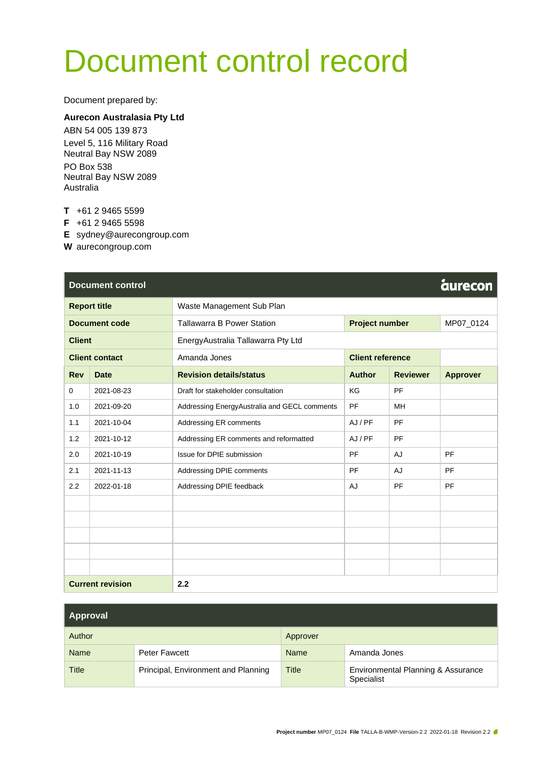# Document control record

Document prepared by:

**Aurecon Australasia Pty Ltd**

ABN 54 005 139 873
Level 5, 116 Military Road
Neutral Bay NSW 2089
PO Box 538
Neutral Bay NSW 2089
Australia

**T** +61 2 9465 5599
**F** +61 2 9465 5598
**E** sydney@aurecongroup.com
**W** aurecongroup.com

| **Document control** | | | | | aurecon |
|---|---|---|---|---|---|
| **Report title** | | Waste Management Sub Plan | | | |
| **Document code** | | Tallawarra B Power Station | **Project number** | | MP07_0124 |
| **Client** | | EnergyAustralia Tallawarra Pty Ltd | | | |
| **Client contact** | | Amanda Jones | **Client reference** | | |
| **Rev** | **Date** | **Revision details/status** | **Author** | **Reviewer** | **Approver** |
| 0 | 2021-08-23 | Draft for stakeholder consultation | KG | PF | |
| 1.0 | 2021-09-20 | Addressing EnergyAustralia and GECL comments | PF | MH | |
| 1.1 | 2021-10-04 | Addressing ER comments | AJ / PF | PF | |
| 1.2 | 2021-10-12 | Addressing ER comments and reformatted | AJ / PF | PF | |
| 2.0 | 2021-10-19 | Issue for DPIE submission | PF | AJ | PF |
| 2.1 | 2021-11-13 | Addressing DPIE comments | PF | AJ | PF |
| 2.2 | 2022-01-18 | Addressing DPIE feedback | AJ | PF | PF |
| | | | | | |
| | | | | | |
| | | | | | |
| | | | | | |
| | | | | | |
| **Current revision** | | **2.2** | | | |

| **Approval** | | | |
|---|---|---|---|
| Author | | Approver | |
| Name | Peter Fawcett | Name | Amanda Jones |
| Title | Principal, Environment and Planning | Title | Environmental Planning & Assurance Specialist |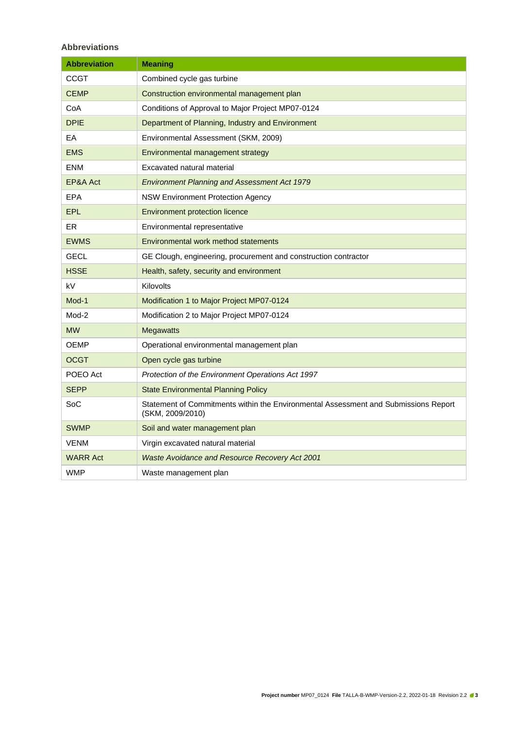### Abbreviations

| Abbreviation | Meaning |
| --- | --- |
| CCGT | Combined cycle gas turbine |
| CEMP | Construction environmental management plan |
| CoA | Conditions of Approval to Major Project MP07-0124 |
| DPIE | Department of Planning, Industry and Environment |
| EA | Environmental Assessment (SKM, 2009) |
| EMS | Environmental management strategy |
| ENM | Excavated natural material |
| EP&A Act | *Environment Planning and Assessment Act 1979* |
| EPA | NSW Environment Protection Agency |
| EPL | Environment protection licence |
| ER | Environmental representative |
| EWMS | Environmental work method statements |
| GECL | GE Clough, engineering, procurement and construction contractor |
| HSSE | Health, safety, security and environment |
| kV | Kilovolts |
| Mod-1 | Modification 1 to Major Project MP07-0124 |
| Mod-2 | Modification 2 to Major Project MP07-0124 |
| MW | Megawatts |
| OEMP | Operational environmental management plan |
| OCGT | Open cycle gas turbine |
| POEO Act | *Protection of the Environment Operations Act 1997* |
| SEPP | State Environmental Planning Policy |
| SoC | Statement of Commitments within the Environmental Assessment and Submissions Report (SKM, 2009/2010) |
| SWMP | Soil and water management plan |
| VENM | Virgin excavated natural material |
| WARR Act | *Waste Avoidance and Resource Recovery Act 2001* |
| WMP | Waste management plan |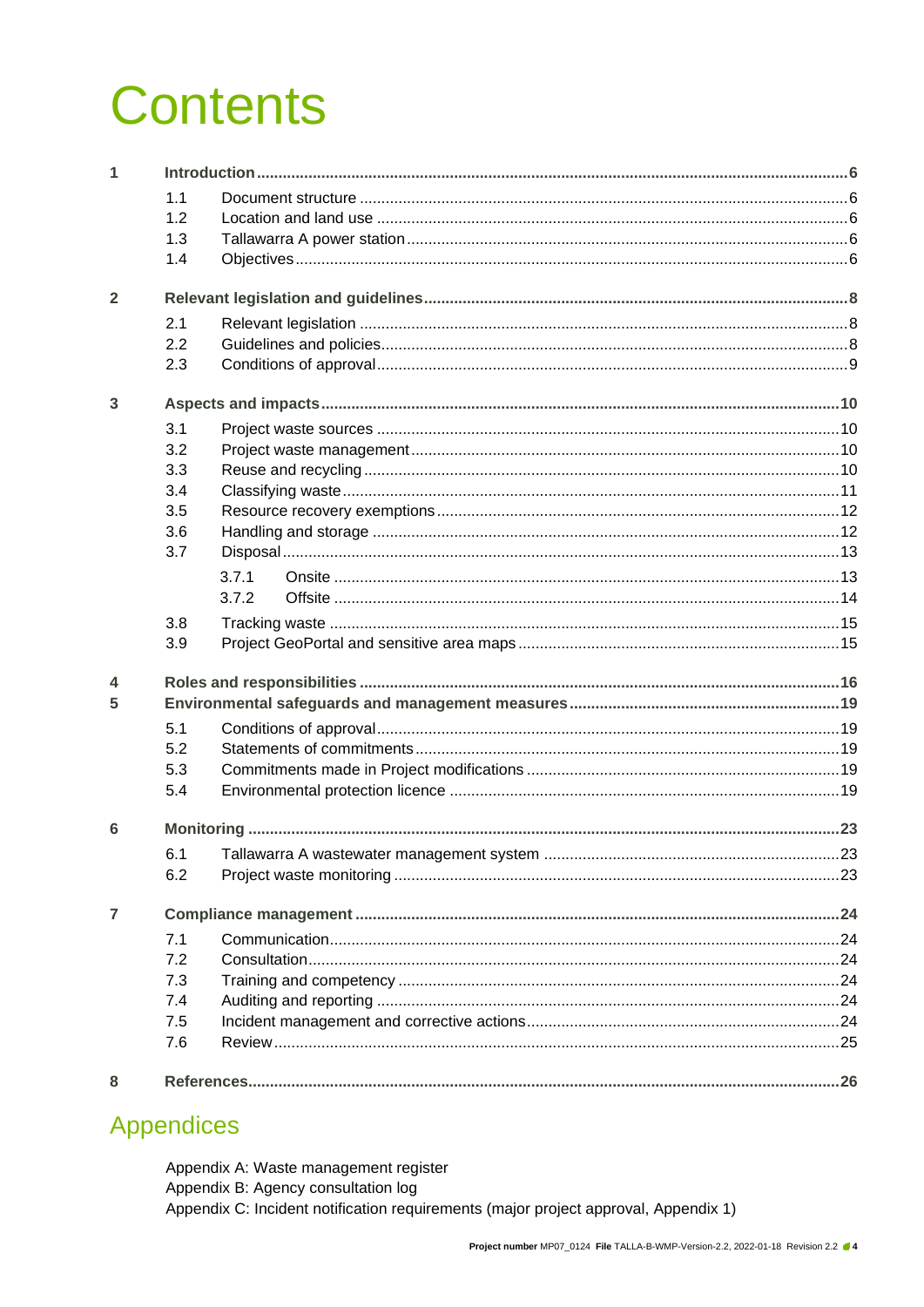# Contents

1 **Introduction** ... 6
  1.1 Document structure ... 6
  1.2 Location and land use ... 6
  1.3 Tallawarra A power station ... 6
  1.4 Objectives ... 6

2 **Relevant legislation and guidelines** ... 8
  2.1 Relevant legislation ... 8
  2.2 Guidelines and policies ... 8
  2.3 Conditions of approval ... 9

3 **Aspects and impacts** ... 10
  3.1 Project waste sources ... 10
  3.2 Project waste management ... 10
  3.3 Reuse and recycling ... 10
  3.4 Classifying waste ... 11
  3.5 Resource recovery exemptions ... 12
  3.6 Handling and storage ... 12
  3.7 Disposal ... 13
    3.7.1 Onsite ... 13
    3.7.2 Offsite ... 14
  3.8 Tracking waste ... 15
  3.9 Project GeoPortal and sensitive area maps ... 15

4 **Roles and responsibilities** ... 16

5 **Environmental safeguards and management measures** ... 19
  5.1 Conditions of approval ... 19
  5.2 Statements of commitments ... 19
  5.3 Commitments made in Project modifications ... 19
  5.4 Environmental protection licence ... 19

6 **Monitoring** ... 23
  6.1 Tallawarra A wastewater management system ... 23
  6.2 Project waste monitoring ... 23

7 **Compliance management** ... 24
  7.1 Communication ... 24
  7.2 Consultation ... 24
  7.3 Training and competency ... 24
  7.4 Auditing and reporting ... 24
  7.5 Incident management and corrective actions ... 24
  7.6 Review ... 25

8 **References** ... 26

## Appendices

Appendix A: Waste management register
Appendix B: Agency consultation log
Appendix C: Incident notification requirements (major project approval, Appendix 1)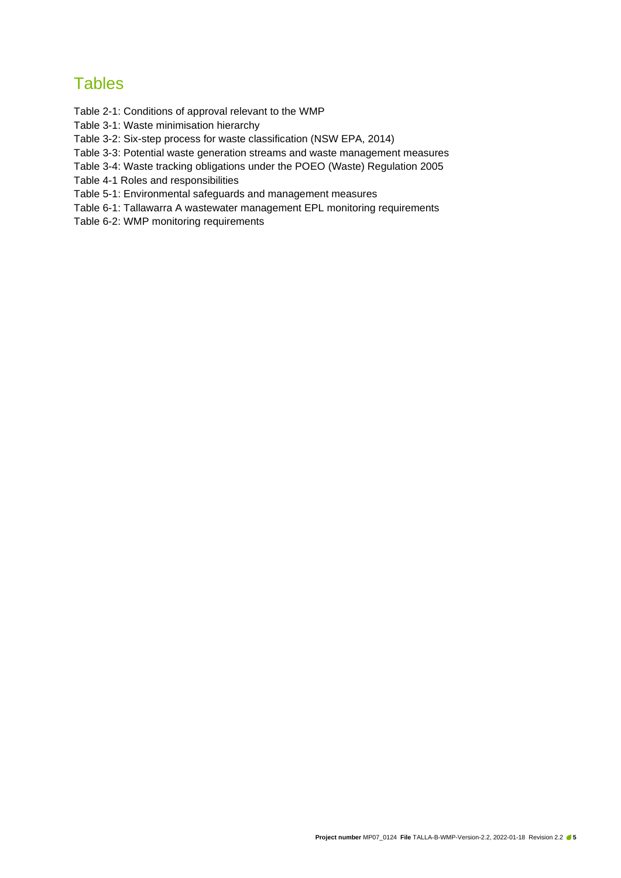# Tables

Table 2-1: Conditions of approval relevant to the WMP

Table 3-1: Waste minimisation hierarchy

Table 3-2: Six-step process for waste classification (NSW EPA, 2014)

Table 3-3: Potential waste generation streams and waste management measures

Table 3-4: Waste tracking obligations under the POEO (Waste) Regulation 2005

Table 4-1 Roles and responsibilities

Table 5-1: Environmental safeguards and management measures

Table 6-1: Tallawarra A wastewater management EPL monitoring requirements

Table 6-2: WMP monitoring requirements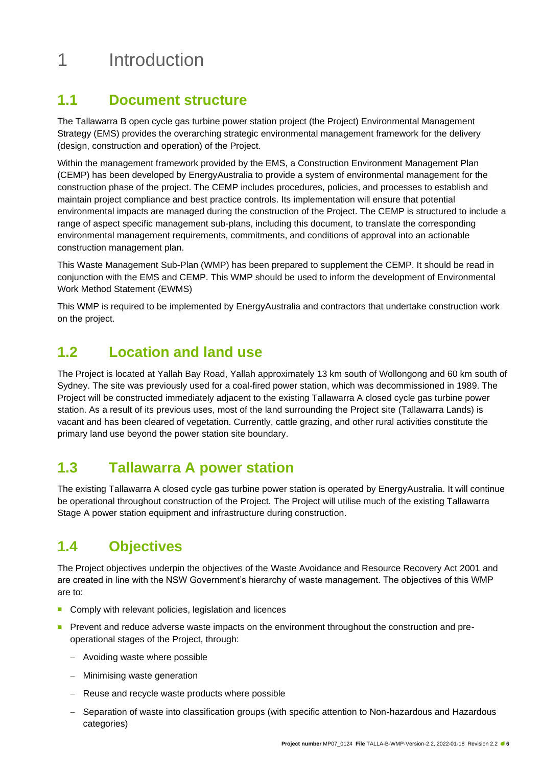# 1 Introduction

## 1.1 Document structure

The Tallawarra B open cycle gas turbine power station project (the Project) Environmental Management Strategy (EMS) provides the overarching strategic environmental management framework for the delivery (design, construction and operation) of the Project.

Within the management framework provided by the EMS, a Construction Environment Management Plan (CEMP) has been developed by EnergyAustralia to provide a system of environmental management for the construction phase of the project. The CEMP includes procedures, policies, and processes to establish and maintain project compliance and best practice controls. Its implementation will ensure that potential environmental impacts are managed during the construction of the Project. The CEMP is structured to include a range of aspect specific management sub-plans, including this document, to translate the corresponding environmental management requirements, commitments, and conditions of approval into an actionable construction management plan.

This Waste Management Sub-Plan (WMP) has been prepared to supplement the CEMP. It should be read in conjunction with the EMS and CEMP. This WMP should be used to inform the development of Environmental Work Method Statement (EWMS)

This WMP is required to be implemented by EnergyAustralia and contractors that undertake construction work on the project.

## 1.2 Location and land use

The Project is located at Yallah Bay Road, Yallah approximately 13 km south of Wollongong and 60 km south of Sydney. The site was previously used for a coal-fired power station, which was decommissioned in 1989. The Project will be constructed immediately adjacent to the existing Tallawarra A closed cycle gas turbine power station. As a result of its previous uses, most of the land surrounding the Project site (Tallawarra Lands) is vacant and has been cleared of vegetation. Currently, cattle grazing, and other rural activities constitute the primary land use beyond the power station site boundary.

## 1.3 Tallawarra A power station

The existing Tallawarra A closed cycle gas turbine power station is operated by EnergyAustralia. It will continue be operational throughout construction of the Project. The Project will utilise much of the existing Tallawarra Stage A power station equipment and infrastructure during construction.

## 1.4 Objectives

The Project objectives underpin the objectives of the Waste Avoidance and Resource Recovery Act 2001 and are created in line with the NSW Government's hierarchy of waste management. The objectives of this WMP are to:

- Comply with relevant policies, legislation and licences
- Prevent and reduce adverse waste impacts on the environment throughout the construction and pre-operational stages of the Project, through:
  - Avoiding waste where possible
  - Minimising waste generation
  - Reuse and recycle waste products where possible
  - Separation of waste into classification groups (with specific attention to Non-hazardous and Hazardous categories)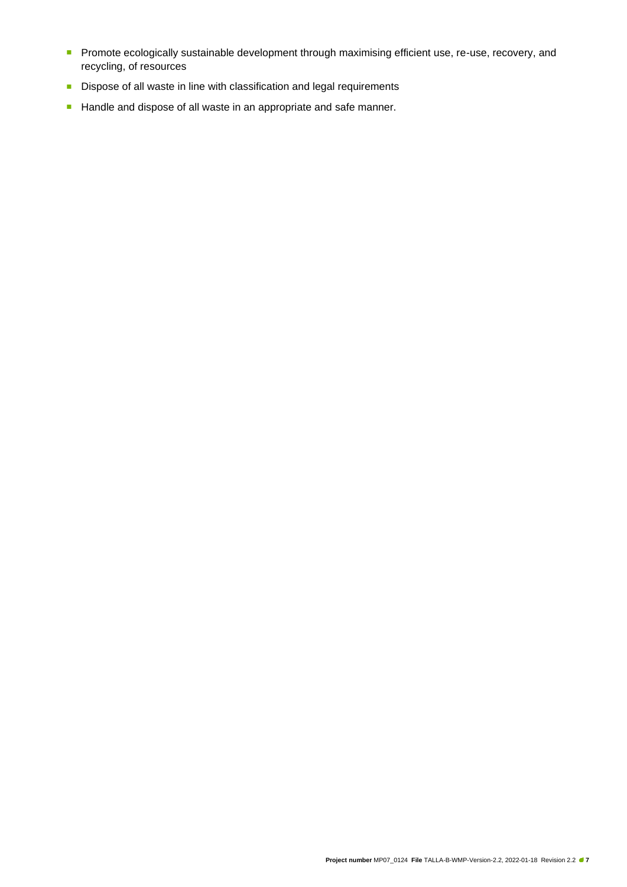- Promote ecologically sustainable development through maximising efficient use, re-use, recovery, and recycling, of resources
- Dispose of all waste in line with classification and legal requirements
- Handle and dispose of all waste in an appropriate and safe manner.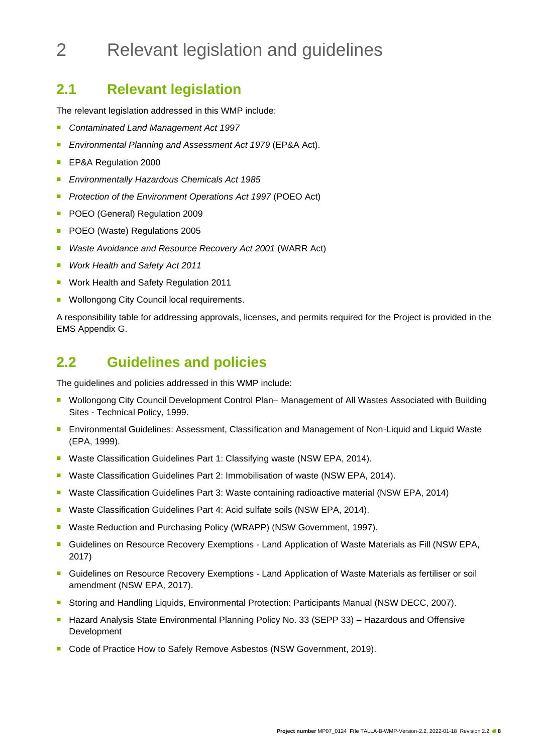# 2 Relevant legislation and guidelines

## 2.1 Relevant legislation

The relevant legislation addressed in this WMP include:

- *Contaminated Land Management Act 1997*
- *Environmental Planning and Assessment Act 1979* (EP&A Act).
- EP&A Regulation 2000
- *Environmentally Hazardous Chemicals Act 1985*
- *Protection of the Environment Operations Act 1997* (POEO Act)
- POEO (General) Regulation 2009
- POEO (Waste) Regulations 2005
- *Waste Avoidance and Resource Recovery Act 2001* (WARR Act)
- *Work Health and Safety Act 2011*
- Work Health and Safety Regulation 2011
- Wollongong City Council local requirements.

A responsibility table for addressing approvals, licenses, and permits required for the Project is provided in the EMS Appendix G.

## 2.2 Guidelines and policies

The guidelines and policies addressed in this WMP include:

- Wollongong City Council Development Control Plan– Management of All Wastes Associated with Building Sites - Technical Policy, 1999.
- Environmental Guidelines: Assessment, Classification and Management of Non-Liquid and Liquid Waste (EPA, 1999).
- Waste Classification Guidelines Part 1: Classifying waste (NSW EPA, 2014).
- Waste Classification Guidelines Part 2: Immobilisation of waste (NSW EPA, 2014).
- Waste Classification Guidelines Part 3: Waste containing radioactive material (NSW EPA, 2014)
- Waste Classification Guidelines Part 4: Acid sulfate soils (NSW EPA, 2014).
- Waste Reduction and Purchasing Policy (WRAPP) (NSW Government, 1997).
- Guidelines on Resource Recovery Exemptions - Land Application of Waste Materials as Fill (NSW EPA, 2017)
- Guidelines on Resource Recovery Exemptions - Land Application of Waste Materials as fertiliser or soil amendment (NSW EPA, 2017).
- Storing and Handling Liquids, Environmental Protection: Participants Manual (NSW DECC, 2007).
- Hazard Analysis State Environmental Planning Policy No. 33 (SEPP 33) – Hazardous and Offensive Development
- Code of Practice How to Safely Remove Asbestos (NSW Government, 2019).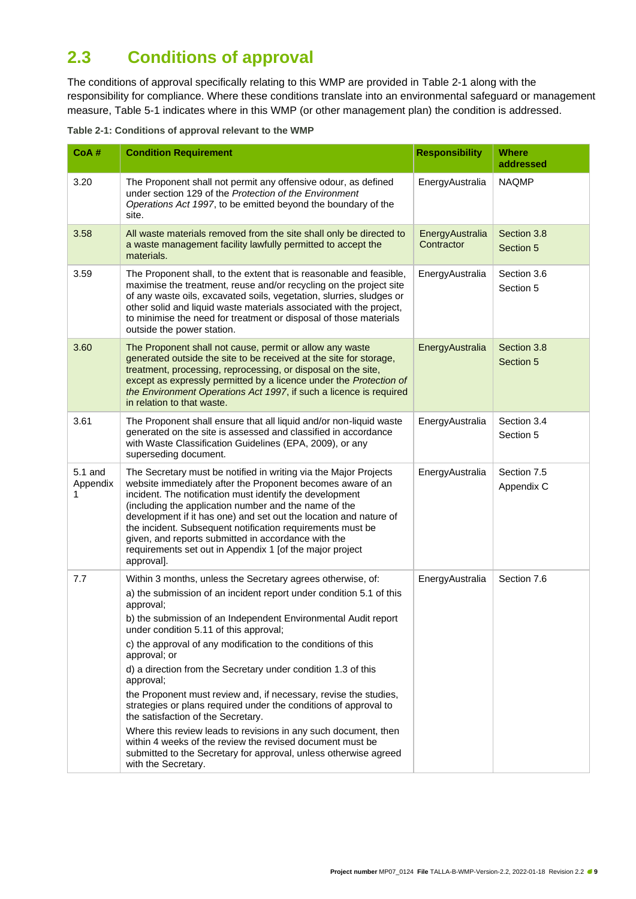## 2.3 Conditions of approval

The conditions of approval specifically relating to this WMP are provided in Table 2-1 along with the responsibility for compliance. Where these conditions translate into an environmental safeguard or management measure, Table 5-1 indicates where in this WMP (or other management plan) the condition is addressed.

**Table 2-1: Conditions of approval relevant to the WMP**

| CoA # | Condition Requirement | Responsibility | Where addressed |
|---|---|---|---|
| 3.20 | The Proponent shall not permit any offensive odour, as defined under section 129 of the *Protection of the Environment Operations Act 1997*, to be emitted beyond the boundary of the site. | EnergyAustralia | NAQMP |
| 3.58 | All waste materials removed from the site shall only be directed to a waste management facility lawfully permitted to accept the materials. | EnergyAustralia Contractor | Section 3.8<br>Section 5 |
| 3.59 | The Proponent shall, to the extent that is reasonable and feasible, maximise the treatment, reuse and/or recycling on the project site of any waste oils, excavated soils, vegetation, slurries, sludges or other solid and liquid waste materials associated with the project, to minimise the need for treatment or disposal of those materials outside the power station. | EnergyAustralia | Section 3.6<br>Section 5 |
| 3.60 | The Proponent shall not cause, permit or allow any waste generated outside the site to be received at the site for storage, treatment, processing, reprocessing, or disposal on the site, except as expressly permitted by a licence under the *Protection of the Environment Operations Act 1997*, if such a licence is required in relation to that waste. | EnergyAustralia | Section 3.8<br>Section 5 |
| 3.61 | The Proponent shall ensure that all liquid and/or non-liquid waste generated on the site is assessed and classified in accordance with Waste Classification Guidelines (EPA, 2009), or any superseding document. | EnergyAustralia | Section 3.4<br>Section 5 |
| 5.1 and Appendix 1 | The Secretary must be notified in writing via the Major Projects website immediately after the Proponent becomes aware of an incident. The notification must identify the development (including the application number and the name of the development if it has one) and set out the location and nature of the incident. Subsequent notification requirements must be given, and reports submitted in accordance with the requirements set out in Appendix 1 [of the major project approval]. | EnergyAustralia | Section 7.5<br>Appendix C |
| 7.7 | Within 3 months, unless the Secretary agrees otherwise, of:<br>a) the submission of an incident report under condition 5.1 of this approval;<br>b) the submission of an Independent Environmental Audit report under condition 5.11 of this approval;<br>c) the approval of any modification to the conditions of this approval; or<br>d) a direction from the Secretary under condition 1.3 of this approval;<br>the Proponent must review and, if necessary, revise the studies, strategies or plans required under the conditions of approval to the satisfaction of the Secretary.<br>Where this review leads to revisions in any such document, then within 4 weeks of the review the revised document must be submitted to the Secretary for approval, unless otherwise agreed with the Secretary. | EnergyAustralia | Section 7.6 |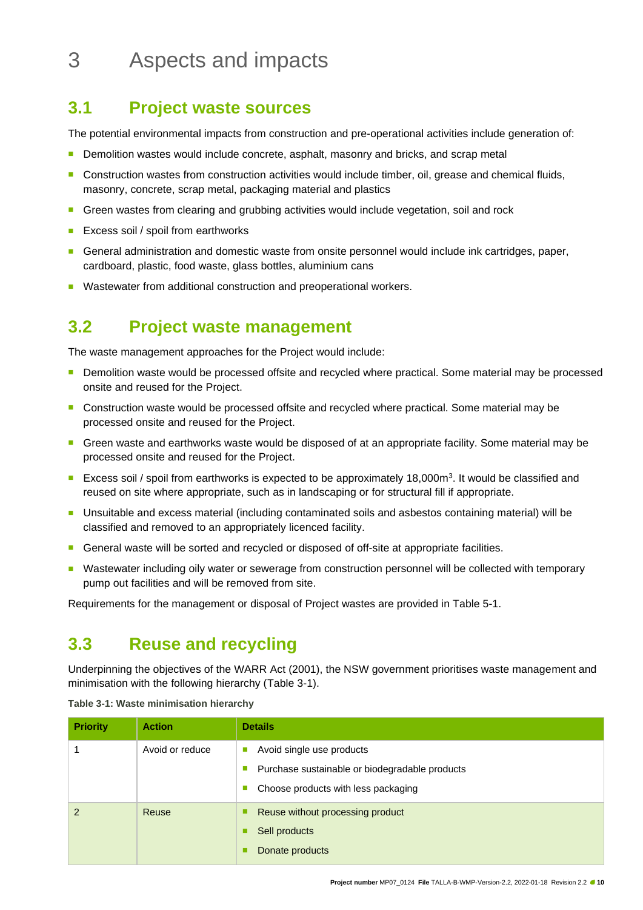# 3 Aspects and impacts

## 3.1 Project waste sources

The potential environmental impacts from construction and pre-operational activities include generation of:

- Demolition wastes would include concrete, asphalt, masonry and bricks, and scrap metal
- Construction wastes from construction activities would include timber, oil, grease and chemical fluids, masonry, concrete, scrap metal, packaging material and plastics
- Green wastes from clearing and grubbing activities would include vegetation, soil and rock
- Excess soil / spoil from earthworks
- General administration and domestic waste from onsite personnel would include ink cartridges, paper, cardboard, plastic, food waste, glass bottles, aluminium cans
- Wastewater from additional construction and preoperational workers.

## 3.2 Project waste management

The waste management approaches for the Project would include:

- Demolition waste would be processed offsite and recycled where practical. Some material may be processed onsite and reused for the Project.
- Construction waste would be processed offsite and recycled where practical. Some material may be processed onsite and reused for the Project.
- Green waste and earthworks waste would be disposed of at an appropriate facility. Some material may be processed onsite and reused for the Project.
- Excess soil / spoil from earthworks is expected to be approximately 18,000m$^3$. It would be classified and reused on site where appropriate, such as in landscaping or for structural fill if appropriate.
- Unsuitable and excess material (including contaminated soils and asbestos containing material) will be classified and removed to an appropriately licenced facility.
- General waste will be sorted and recycled or disposed of off-site at appropriate facilities.
- Wastewater including oily water or sewerage from construction personnel will be collected with temporary pump out facilities and will be removed from site.

Requirements for the management or disposal of Project wastes are provided in Table 5-1.

## 3.3 Reuse and recycling

Underpinning the objectives of the WARR Act (2001), the NSW government prioritises waste management and minimisation with the following hierarchy (Table 3-1).

**Table 3-1: Waste minimisation hierarchy**

| Priority | Action | Details |
|---|---|---|
| 1 | Avoid or reduce | ▪ Avoid single use products<br>▪ Purchase sustainable or biodegradable products<br>▪ Choose products with less packaging |
| 2 | Reuse | ▪ Reuse without processing product<br>▪ Sell products<br>▪ Donate products |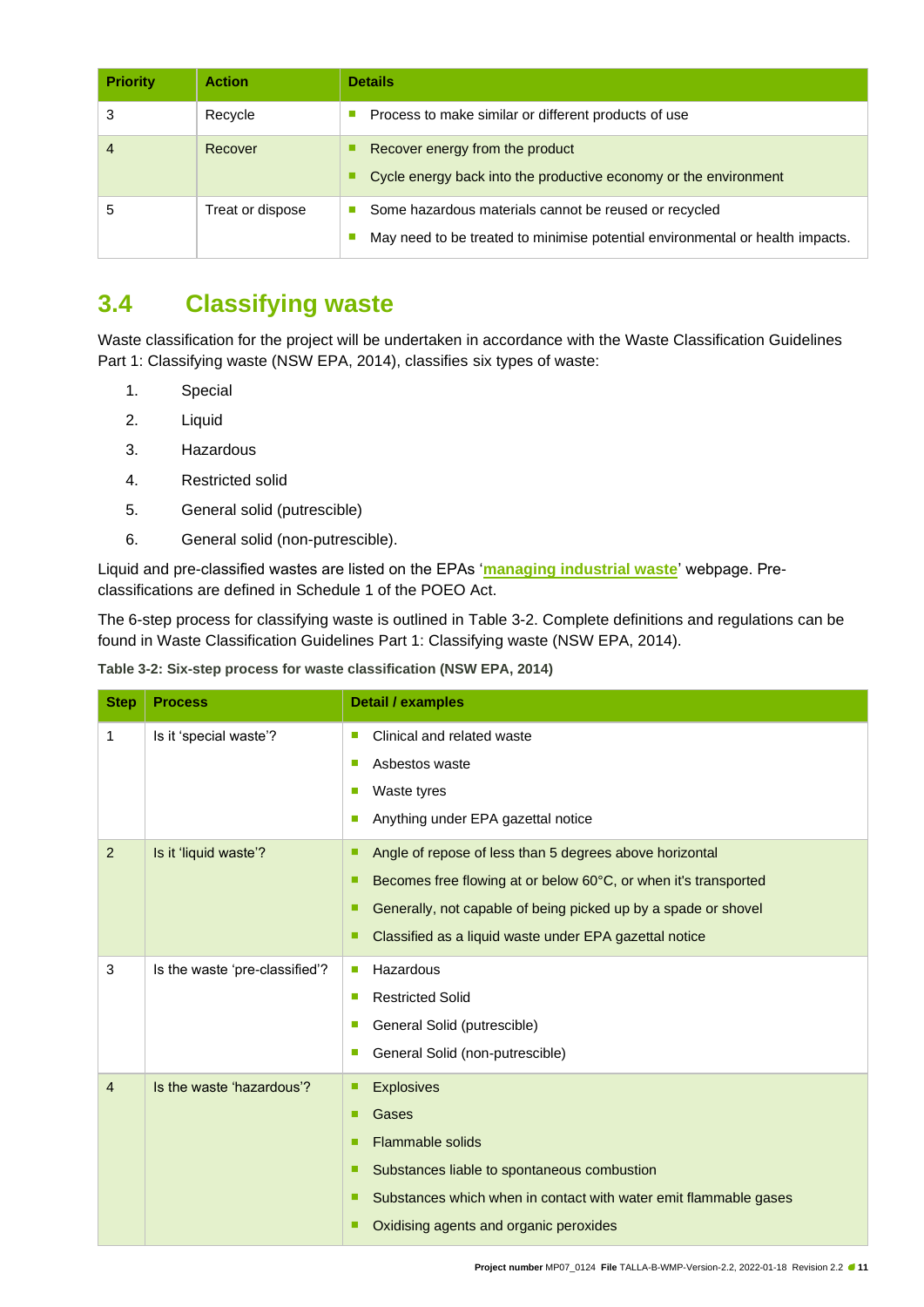| Priority | Action | Details |
| --- | --- | --- |
| 3 | Recycle | ▪ Process to make similar or different products of use |
| 4 | Recover | ▪ Recover energy from the product<br>▪ Cycle energy back into the productive economy or the environment |
| 5 | Treat or dispose | ▪ Some hazardous materials cannot be reused or recycled<br>▪ May need to be treated to minimise potential environmental or health impacts. |

## 3.4 Classifying waste

Waste classification for the project will be undertaken in accordance with the Waste Classification Guidelines Part 1: Classifying waste (NSW EPA, 2014), classifies six types of waste:

1. Special
2. Liquid
3. Hazardous
4. Restricted solid
5. General solid (putrescible)
6. General solid (non-putrescible).

Liquid and pre-classified wastes are listed on the EPAs '**managing industrial waste**' webpage. Pre-classifications are defined in Schedule 1 of the POEO Act.

The 6-step process for classifying waste is outlined in Table 3-2. Complete definitions and regulations can be found in Waste Classification Guidelines Part 1: Classifying waste (NSW EPA, 2014).

**Table 3-2: Six-step process for waste classification (NSW EPA, 2014)**

| Step | Process | Detail / examples |
| --- | --- | --- |
| 1 | Is it 'special waste'? | ▪ Clinical and related waste<br>▪ Asbestos waste<br>▪ Waste tyres<br>▪ Anything under EPA gazettal notice |
| 2 | Is it 'liquid waste'? | ▪ Angle of repose of less than 5 degrees above horizontal<br>▪ Becomes free flowing at or below 60°C, or when it's transported<br>▪ Generally, not capable of being picked up by a spade or shovel<br>▪ Classified as a liquid waste under EPA gazettal notice |
| 3 | Is the waste 'pre-classified'? | ▪ Hazardous<br>▪ Restricted Solid<br>▪ General Solid (putrescible)<br>▪ General Solid (non-putrescible) |
| 4 | Is the waste 'hazardous'? | ▪ Explosives<br>▪ Gases<br>▪ Flammable solids<br>▪ Substances liable to spontaneous combustion<br>▪ Substances which when in contact with water emit flammable gases<br>▪ Oxidising agents and organic peroxides |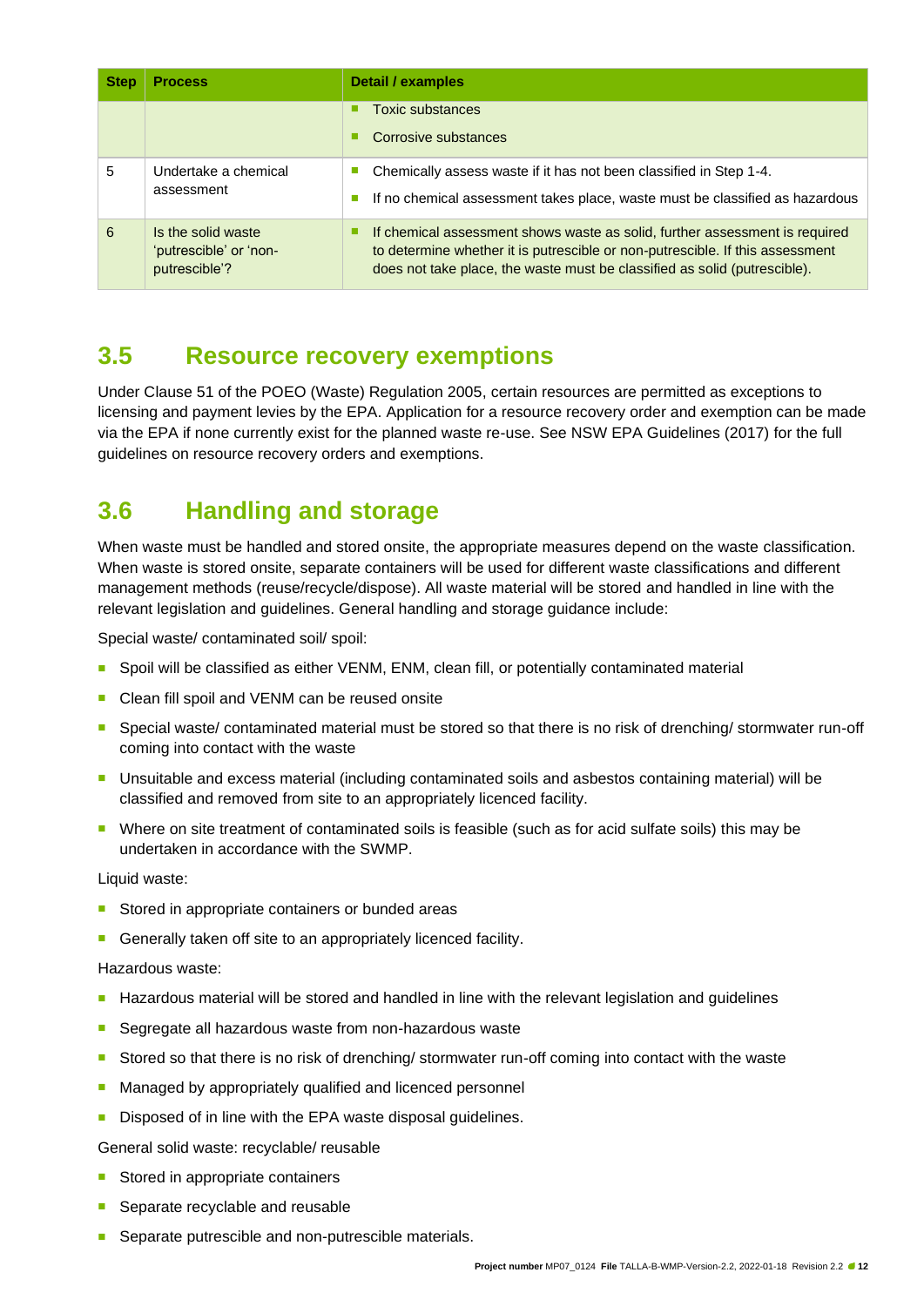| Step | Process | Detail / examples |
| --- | --- | --- |
| | | ▪ Toxic substances<br>▪ Corrosive substances |
| 5 | Undertake a chemical assessment | ▪ Chemically assess waste if it has not been classified in Step 1-4.<br>▪ If no chemical assessment takes place, waste must be classified as hazardous |
| 6 | Is the solid waste 'putrescible' or 'non-putrescible'? | ▪ If chemical assessment shows waste as solid, further assessment is required to determine whether it is putrescible or non-putrescible. If this assessment does not take place, the waste must be classified as solid (putrescible). |

## 3.5 Resource recovery exemptions

Under Clause 51 of the POEO (Waste) Regulation 2005, certain resources are permitted as exceptions to licensing and payment levies by the EPA. Application for a resource recovery order and exemption can be made via the EPA if none currently exist for the planned waste re-use. See NSW EPA Guidelines (2017) for the full guidelines on resource recovery orders and exemptions.

## 3.6 Handling and storage

When waste must be handled and stored onsite, the appropriate measures depend on the waste classification. When waste is stored onsite, separate containers will be used for different waste classifications and different management methods (reuse/recycle/dispose). All waste material will be stored and handled in line with the relevant legislation and guidelines. General handling and storage guidance include:

Special waste/ contaminated soil/ spoil:

- Spoil will be classified as either VENM, ENM, clean fill, or potentially contaminated material
- Clean fill spoil and VENM can be reused onsite
- Special waste/ contaminated material must be stored so that there is no risk of drenching/ stormwater run-off coming into contact with the waste
- Unsuitable and excess material (including contaminated soils and asbestos containing material) will be classified and removed from site to an appropriately licenced facility.
- Where on site treatment of contaminated soils is feasible (such as for acid sulfate soils) this may be undertaken in accordance with the SWMP.

Liquid waste:

- Stored in appropriate containers or bunded areas
- Generally taken off site to an appropriately licenced facility.

Hazardous waste:

- Hazardous material will be stored and handled in line with the relevant legislation and guidelines
- Segregate all hazardous waste from non-hazardous waste
- Stored so that there is no risk of drenching/ stormwater run-off coming into contact with the waste
- Managed by appropriately qualified and licenced personnel
- Disposed of in line with the EPA waste disposal guidelines.

General solid waste: recyclable/ reusable

- Stored in appropriate containers
- Separate recyclable and reusable
- Separate putrescible and non-putrescible materials.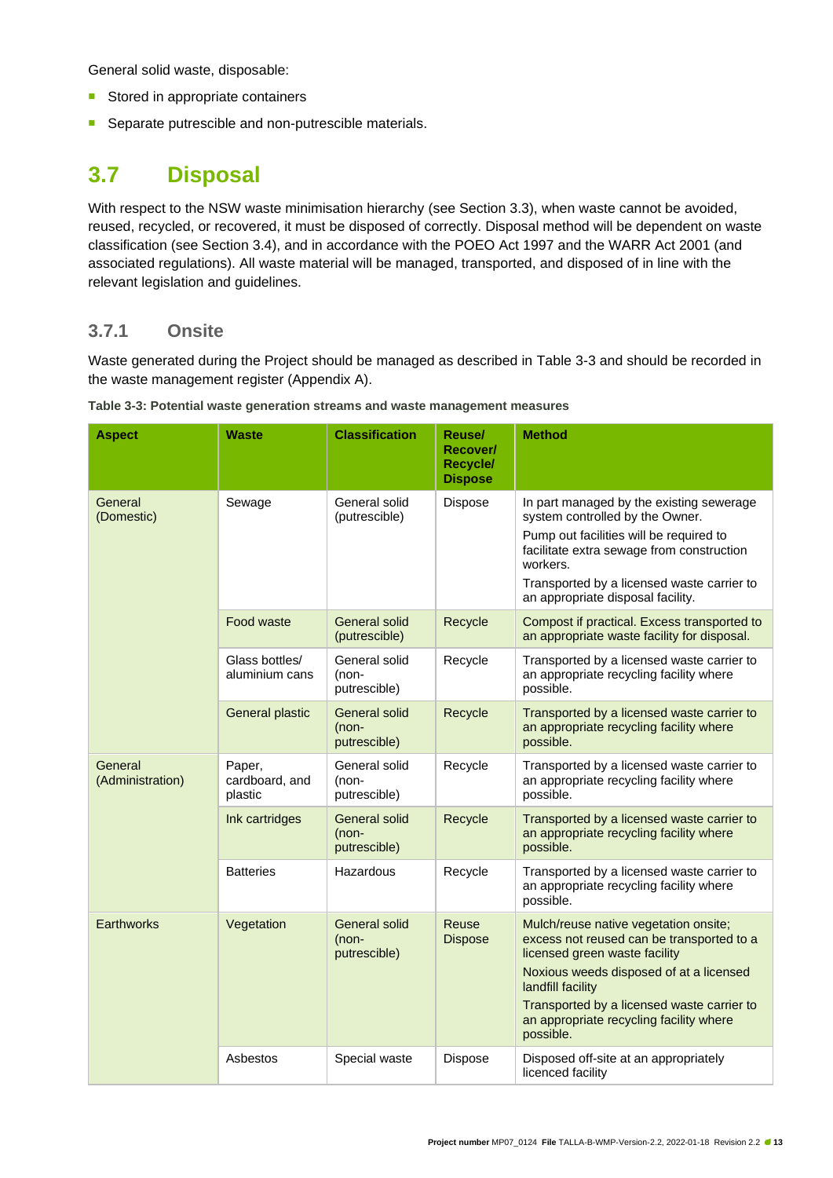General solid waste, disposable:

- Stored in appropriate containers
- Separate putrescible and non-putrescible materials.

## 3.7 Disposal

With respect to the NSW waste minimisation hierarchy (see Section 3.3), when waste cannot be avoided, reused, recycled, or recovered, it must be disposed of correctly. Disposal method will be dependent on waste classification (see Section 3.4), and in accordance with the POEO Act 1997 and the WARR Act 2001 (and associated regulations). All waste material will be managed, transported, and disposed of in line with the relevant legislation and guidelines.

### 3.7.1 Onsite

Waste generated during the Project should be managed as described in Table 3-3 and should be recorded in the waste management register (Appendix A).

**Table 3-3: Potential waste generation streams and waste management measures**

| Aspect | Waste | Classification | Reuse/ Recover/ Recycle/ Dispose | Method |
|---|---|---|---|---|
| General (Domestic) | Sewage | General solid (putrescible) | Dispose | In part managed by the existing sewerage system controlled by the Owner.<br>Pump out facilities will be required to facilitate extra sewage from construction workers.<br>Transported by a licensed waste carrier to an appropriate disposal facility. |
| | Food waste | General solid (putrescible) | Recycle | Compost if practical. Excess transported to an appropriate waste facility for disposal. |
| | Glass bottles/ aluminium cans | General solid (non-putrescible) | Recycle | Transported by a licensed waste carrier to an appropriate recycling facility where possible. |
| | General plastic | General solid (non-putrescible) | Recycle | Transported by a licensed waste carrier to an appropriate recycling facility where possible. |
| General (Administration) | Paper, cardboard, and plastic | General solid (non-putrescible) | Recycle | Transported by a licensed waste carrier to an appropriate recycling facility where possible. |
| | Ink cartridges | General solid (non-putrescible) | Recycle | Transported by a licensed waste carrier to an appropriate recycling facility where possible. |
| | Batteries | Hazardous | Recycle | Transported by a licensed waste carrier to an appropriate recycling facility where possible. |
| Earthworks | Vegetation | General solid (non-putrescible) | Reuse<br>Dispose | Mulch/reuse native vegetation onsite; excess not reused can be transported to a licensed green waste facility<br>Noxious weeds disposed of at a licensed landfill facility<br>Transported by a licensed waste carrier to an appropriate recycling facility where possible. |
| | Asbestos | Special waste | Dispose | Disposed off-site at an appropriately licenced facility |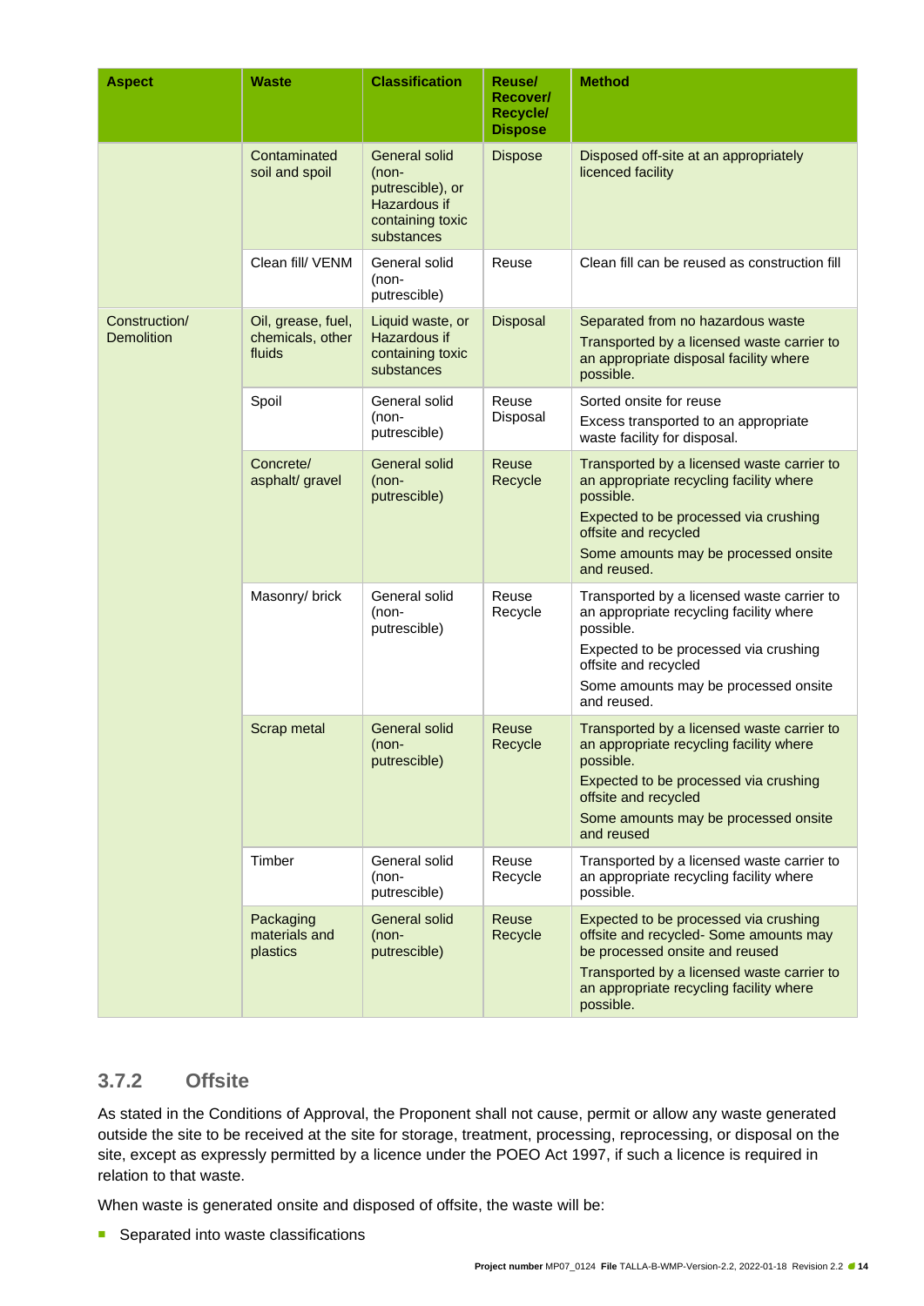| Aspect | Waste | Classification | Reuse/ Recover/ Recycle/ Dispose | Method |
|---|---|---|---|---|
| | Contaminated soil and spoil | General solid (non-putrescible), or Hazardous if containing toxic substances | Dispose | Disposed off-site at an appropriately licenced facility |
| | Clean fill/ VENM | General solid (non-putrescible) | Reuse | Clean fill can be reused as construction fill |
| Construction/ Demolition | Oil, grease, fuel, chemicals, other fluids | Liquid waste, or Hazardous if containing toxic substances | Disposal | Separated from no hazardous waste<br>Transported by a licensed waste carrier to an appropriate disposal facility where possible. |
| | Spoil | General solid (non-putrescible) | Reuse<br>Disposal | Sorted onsite for reuse<br>Excess transported to an appropriate waste facility for disposal. |
| | Concrete/ asphalt/ gravel | General solid (non-putrescible) | Reuse<br>Recycle | Transported by a licensed waste carrier to an appropriate recycling facility where possible.<br>Expected to be processed via crushing offsite and recycled<br>Some amounts may be processed onsite and reused. |
| | Masonry/ brick | General solid (non-putrescible) | Reuse<br>Recycle | Transported by a licensed waste carrier to an appropriate recycling facility where possible.<br>Expected to be processed via crushing offsite and recycled<br>Some amounts may be processed onsite and reused. |
| | Scrap metal | General solid (non-putrescible) | Reuse<br>Recycle | Transported by a licensed waste carrier to an appropriate recycling facility where possible.<br>Expected to be processed via crushing offsite and recycled<br>Some amounts may be processed onsite and reused |
| | Timber | General solid (non-putrescible) | Reuse<br>Recycle | Transported by a licensed waste carrier to an appropriate recycling facility where possible. |
| | Packaging materials and plastics | General solid (non-putrescible) | Reuse<br>Recycle | Expected to be processed via crushing offsite and recycled- Some amounts may be processed onsite and reused<br>Transported by a licensed waste carrier to an appropriate recycling facility where possible. |

### 3.7.2 Offsite

As stated in the Conditions of Approval, the Proponent shall not cause, permit or allow any waste generated outside the site to be received at the site for storage, treatment, processing, reprocessing, or disposal on the site, except as expressly permitted by a licence under the POEO Act 1997, if such a licence is required in relation to that waste.

When waste is generated onsite and disposed of offsite, the waste will be:

- Separated into waste classifications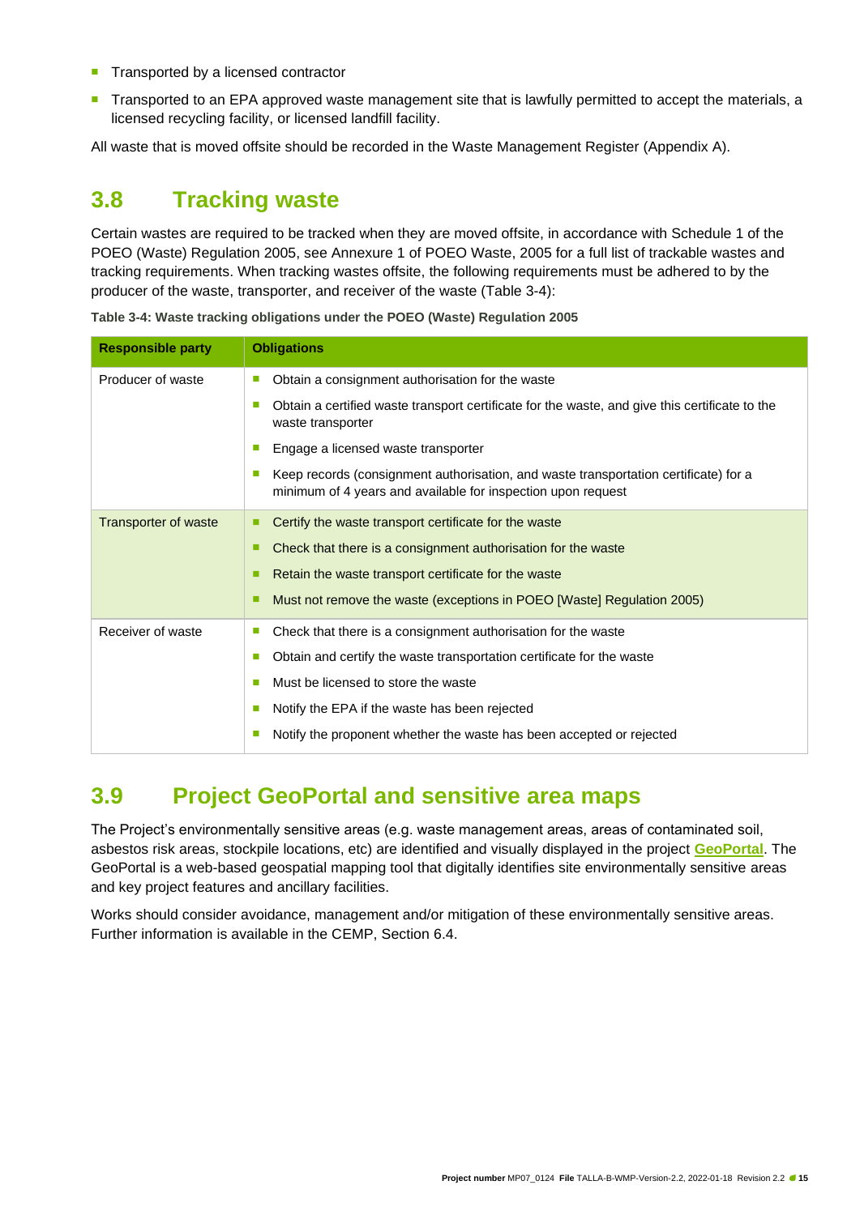- Transported by a licensed contractor
- Transported to an EPA approved waste management site that is lawfully permitted to accept the materials, a licensed recycling facility, or licensed landfill facility.

All waste that is moved offsite should be recorded in the Waste Management Register (Appendix A).

## 3.8 Tracking waste

Certain wastes are required to be tracked when they are moved offsite, in accordance with Schedule 1 of the POEO (Waste) Regulation 2005, see Annexure 1 of POEO Waste, 2005 for a full list of trackable wastes and tracking requirements. When tracking wastes offsite, the following requirements must be adhered to by the producer of the waste, transporter, and receiver of the waste (Table 3-4):

**Table 3-4: Waste tracking obligations under the POEO (Waste) Regulation 2005**

| Responsible party | Obligations |
| --- | --- |
| Producer of waste | - Obtain a consignment authorisation for the waste<br>- Obtain a certified waste transport certificate for the waste, and give this certificate to the waste transporter<br>- Engage a licensed waste transporter<br>- Keep records (consignment authorisation, and waste transportation certificate) for a minimum of 4 years and available for inspection upon request |
| Transporter of waste | - Certify the waste transport certificate for the waste<br>- Check that there is a consignment authorisation for the waste<br>- Retain the waste transport certificate for the waste<br>- Must not remove the waste (exceptions in POEO [Waste] Regulation 2005) |
| Receiver of waste | - Check that there is a consignment authorisation for the waste<br>- Obtain and certify the waste transportation certificate for the waste<br>- Must be licensed to store the waste<br>- Notify the EPA if the waste has been rejected<br>- Notify the proponent whether the waste has been accepted or rejected |

## 3.9 Project GeoPortal and sensitive area maps

The Project's environmentally sensitive areas (e.g. waste management areas, areas of contaminated soil, asbestos risk areas, stockpile locations, etc) are identified and visually displayed in the project **GeoPortal**. The GeoPortal is a web-based geospatial mapping tool that digitally identifies site environmentally sensitive areas and key project features and ancillary facilities.

Works should consider avoidance, management and/or mitigation of these environmentally sensitive areas. Further information is available in the CEMP, Section 6.4.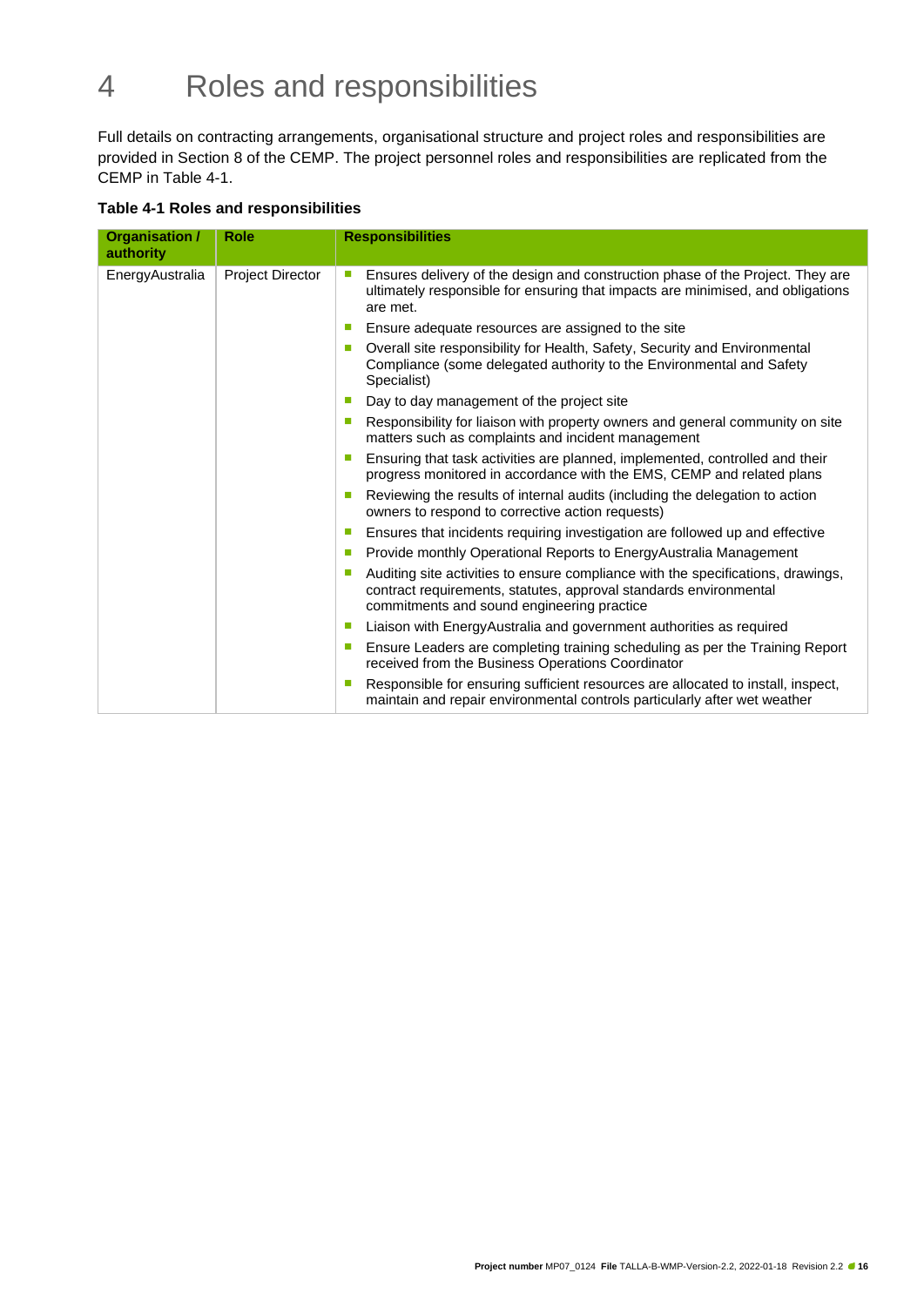# 4 Roles and responsibilities

Full details on contracting arrangements, organisational structure and project roles and responsibilities are provided in Section 8 of the CEMP. The project personnel roles and responsibilities are replicated from the CEMP in Table 4-1.

**Table 4-1 Roles and responsibilities**

| Organisation / authority | Role | Responsibilities |
|---|---|---|
| EnergyAustralia | Project Director | ■ Ensures delivery of the design and construction phase of the Project. They are ultimately responsible for ensuring that impacts are minimised, and obligations are met.<br>■ Ensure adequate resources are assigned to the site<br>■ Overall site responsibility for Health, Safety, Security and Environmental Compliance (some delegated authority to the Environmental and Safety Specialist)<br>■ Day to day management of the project site<br>■ Responsibility for liaison with property owners and general community on site matters such as complaints and incident management<br>■ Ensuring that task activities are planned, implemented, controlled and their progress monitored in accordance with the EMS, CEMP and related plans<br>■ Reviewing the results of internal audits (including the delegation to action owners to respond to corrective action requests)<br>■ Ensures that incidents requiring investigation are followed up and effective<br>■ Provide monthly Operational Reports to EnergyAustralia Management<br>■ Auditing site activities to ensure compliance with the specifications, drawings, contract requirements, statutes, approval standards environmental commitments and sound engineering practice<br>■ Liaison with EnergyAustralia and government authorities as required<br>■ Ensure Leaders are completing training scheduling as per the Training Report received from the Business Operations Coordinator<br>■ Responsible for ensuring sufficient resources are allocated to install, inspect, maintain and repair environmental controls particularly after wet weather |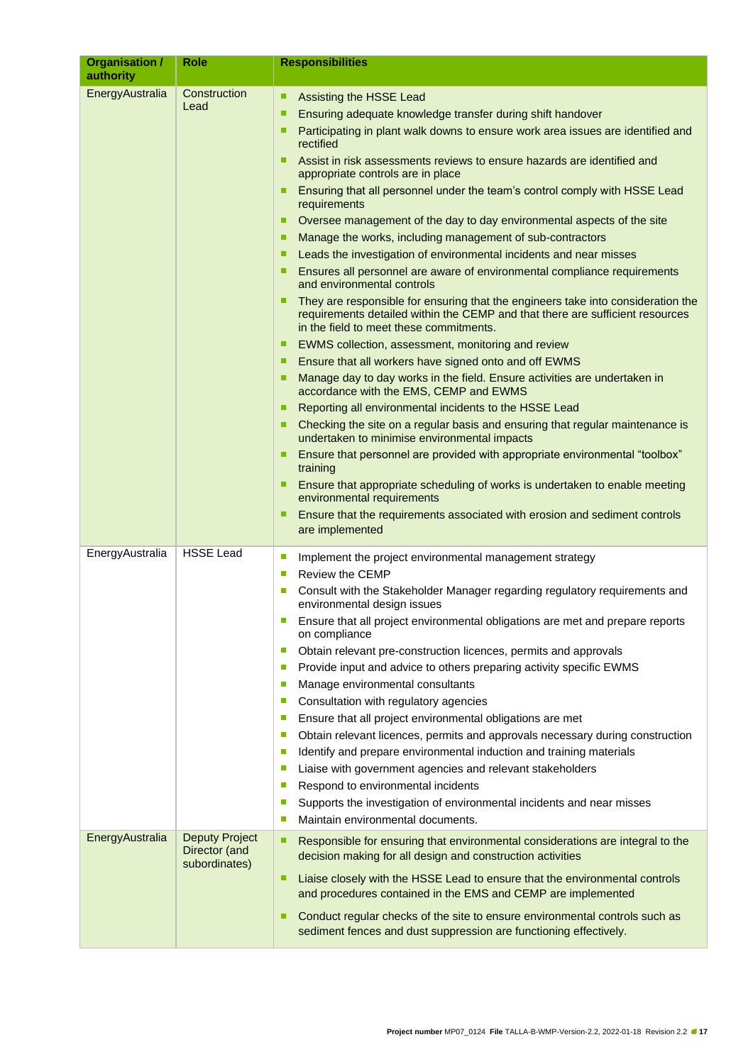| Organisation / authority | Role | Responsibilities |
|---|---|---|
| EnergyAustralia | Construction Lead | ▪ Assisting the HSSE Lead<br>▪ Ensuring adequate knowledge transfer during shift handover<br>▪ Participating in plant walk downs to ensure work area issues are identified and rectified<br>▪ Assist in risk assessments reviews to ensure hazards are identified and appropriate controls are in place<br>▪ Ensuring that all personnel under the team's control comply with HSSE Lead requirements<br>▪ Oversee management of the day to day environmental aspects of the site<br>▪ Manage the works, including management of sub-contractors<br>▪ Leads the investigation of environmental incidents and near misses<br>▪ Ensures all personnel are aware of environmental compliance requirements and environmental controls<br>▪ They are responsible for ensuring that the engineers take into consideration the requirements detailed within the CEMP and that there are sufficient resources in the field to meet these commitments.<br>▪ EWMS collection, assessment, monitoring and review<br>▪ Ensure that all workers have signed onto and off EWMS<br>▪ Manage day to day works in the field. Ensure activities are undertaken in accordance with the EMS, CEMP and EWMS<br>▪ Reporting all environmental incidents to the HSSE Lead<br>▪ Checking the site on a regular basis and ensuring that regular maintenance is undertaken to minimise environmental impacts<br>▪ Ensure that personnel are provided with appropriate environmental "toolbox" training<br>▪ Ensure that appropriate scheduling of works is undertaken to enable meeting environmental requirements<br>▪ Ensure that the requirements associated with erosion and sediment controls are implemented |
| EnergyAustralia | HSSE Lead | ▪ Implement the project environmental management strategy<br>▪ Review the CEMP<br>▪ Consult with the Stakeholder Manager regarding regulatory requirements and environmental design issues<br>▪ Ensure that all project environmental obligations are met and prepare reports on compliance<br>▪ Obtain relevant pre-construction licences, permits and approvals<br>▪ Provide input and advice to others preparing activity specific EWMS<br>▪ Manage environmental consultants<br>▪ Consultation with regulatory agencies<br>▪ Ensure that all project environmental obligations are met<br>▪ Obtain relevant licences, permits and approvals necessary during construction<br>▪ Identify and prepare environmental induction and training materials<br>▪ Liaise with government agencies and relevant stakeholders<br>▪ Respond to environmental incidents<br>▪ Supports the investigation of environmental incidents and near misses<br>▪ Maintain environmental documents. |
| EnergyAustralia | Deputy Project Director (and subordinates) | ▪ Responsible for ensuring that environmental considerations are integral to the decision making for all design and construction activities<br>▪ Liaise closely with the HSSE Lead to ensure that the environmental controls and procedures contained in the EMS and CEMP are implemented<br>▪ Conduct regular checks of the site to ensure environmental controls such as sediment fences and dust suppression are functioning effectively. |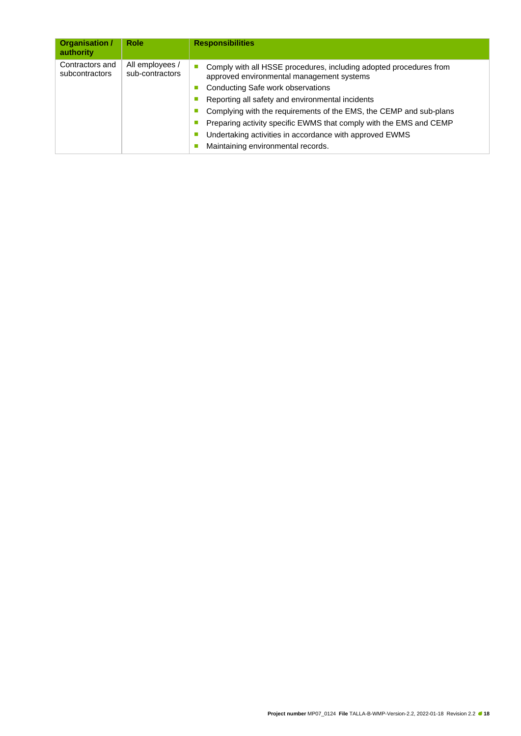| Organisation / authority | Role | Responsibilities |
|---|---|---|
| Contractors and subcontractors | All employees / sub-contractors | ■ Comply with all HSSE procedures, including adopted procedures from approved environmental management systems<br>■ Conducting Safe work observations<br>■ Reporting all safety and environmental incidents<br>■ Complying with the requirements of the EMS, the CEMP and sub-plans<br>■ Preparing activity specific EWMS that comply with the EMS and CEMP<br>■ Undertaking activities in accordance with approved EWMS<br>■ Maintaining environmental records. |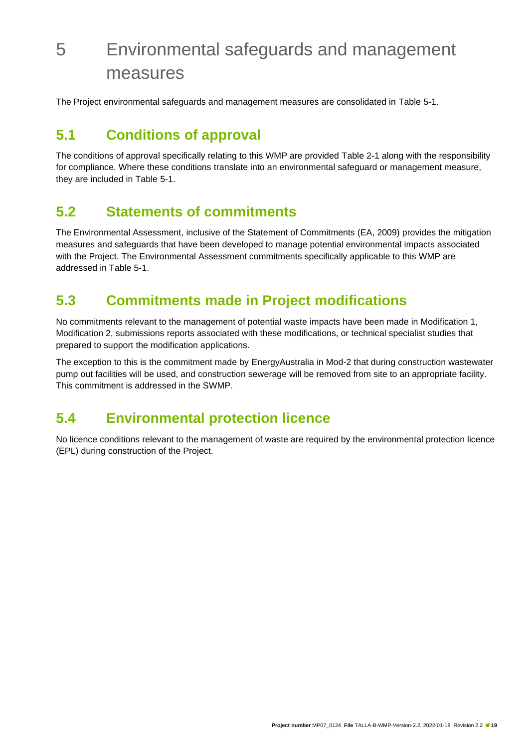# 5 Environmental safeguards and management measures

The Project environmental safeguards and management measures are consolidated in Table 5-1.

## 5.1 Conditions of approval

The conditions of approval specifically relating to this WMP are provided Table 2-1 along with the responsibility for compliance. Where these conditions translate into an environmental safeguard or management measure, they are included in Table 5-1.

## 5.2 Statements of commitments

The Environmental Assessment, inclusive of the Statement of Commitments (EA, 2009) provides the mitigation measures and safeguards that have been developed to manage potential environmental impacts associated with the Project. The Environmental Assessment commitments specifically applicable to this WMP are addressed in Table 5-1.

## 5.3 Commitments made in Project modifications

No commitments relevant to the management of potential waste impacts have been made in Modification 1, Modification 2, submissions reports associated with these modifications, or technical specialist studies that prepared to support the modification applications.

The exception to this is the commitment made by EnergyAustralia in Mod-2 that during construction wastewater pump out facilities will be used, and construction sewerage will be removed from site to an appropriate facility. This commitment is addressed in the SWMP.

## 5.4 Environmental protection licence

No licence conditions relevant to the management of waste are required by the environmental protection licence (EPL) during construction of the Project.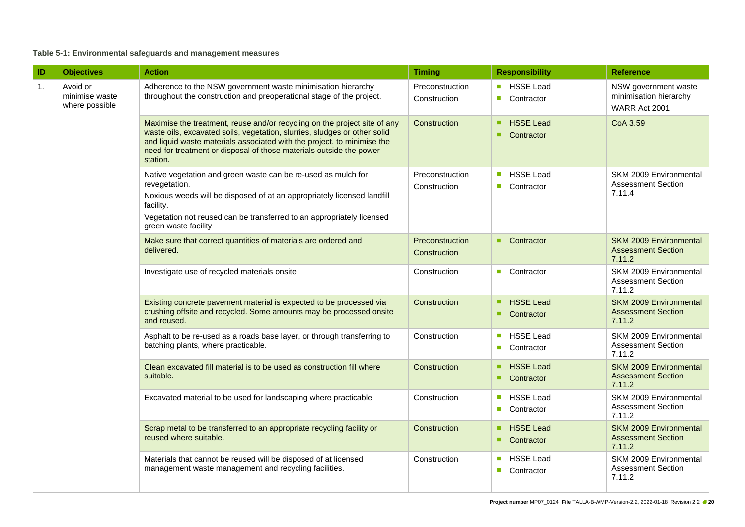**Table 5-1: Environmental safeguards and management measures**

| ID | Objectives | Action | Timing | Responsibility | Reference |
|---|---|---|---|---|---|
| 1. | Avoid or minimise waste where possible | Adherence to the NSW government waste minimisation hierarchy throughout the construction and preoperational stage of the project. | Preconstruction<br>Construction | HSSE Lead<br>Contractor | NSW government waste minimisation hierarchy<br>WARR Act 2001 |
| | | Maximise the treatment, reuse and/or recycling on the project site of any waste oils, excavated soils, vegetation, slurries, sludges or other solid and liquid waste materials associated with the project, to minimise the need for treatment or disposal of those materials outside the power station. | Construction | HSSE Lead<br>Contractor | CoA 3.59 |
| | | Native vegetation and green waste can be re-used as mulch for revegetation.<br>Noxious weeds will be disposed of at an appropriately licensed landfill facility.<br>Vegetation not reused can be transferred to an appropriately licensed green waste facility | Preconstruction<br>Construction | HSSE Lead<br>Contractor | SKM 2009 Environmental Assessment Section 7.11.4 |
| | | Make sure that correct quantities of materials are ordered and delivered. | Preconstruction<br>Construction | Contractor | SKM 2009 Environmental Assessment Section 7.11.2 |
| | | Investigate use of recycled materials onsite | Construction | Contractor | SKM 2009 Environmental Assessment Section 7.11.2 |
| | | Existing concrete pavement material is expected to be processed via crushing offsite and recycled. Some amounts may be processed onsite and reused. | Construction | HSSE Lead<br>Contractor | SKM 2009 Environmental Assessment Section 7.11.2 |
| | | Asphalt to be re-used as a roads base layer, or through transferring to batching plants, where practicable. | Construction | HSSE Lead<br>Contractor | SKM 2009 Environmental Assessment Section 7.11.2 |
| | | Clean excavated fill material is to be used as construction fill where suitable. | Construction | HSSE Lead<br>Contractor | SKM 2009 Environmental Assessment Section 7.11.2 |
| | | Excavated material to be used for landscaping where practicable | Construction | HSSE Lead<br>Contractor | SKM 2009 Environmental Assessment Section 7.11.2 |
| | | Scrap metal to be transferred to an appropriate recycling facility or reused where suitable. | Construction | HSSE Lead<br>Contractor | SKM 2009 Environmental Assessment Section 7.11.2 |
| | | Materials that cannot be reused will be disposed of at licensed management waste management and recycling facilities. | Construction | HSSE Lead<br>Contractor | SKM 2009 Environmental Assessment Section 7.11.2 |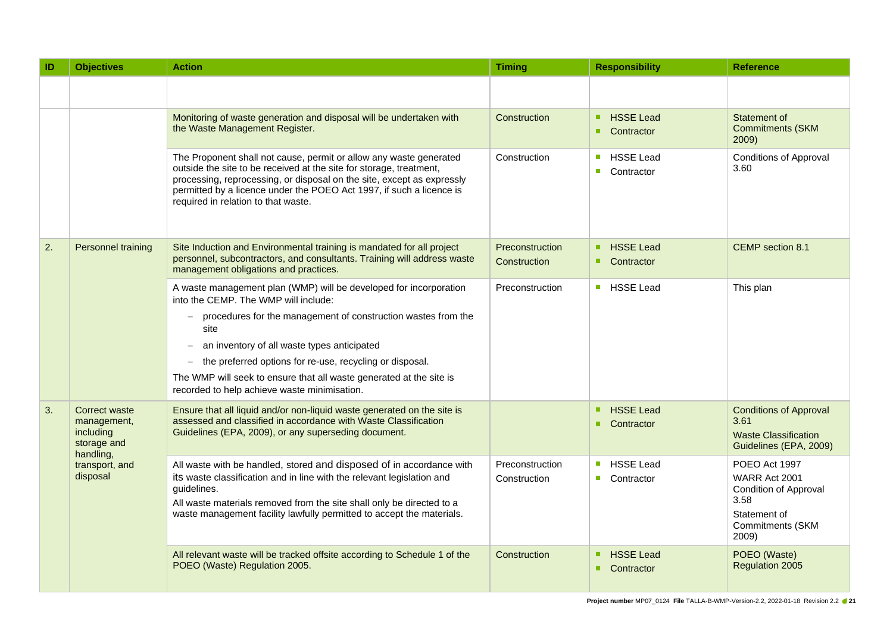| ID | Objectives | Action | Timing | Responsibility | Reference |
|---|---|---|---|---|---|
| | | | | | |
| | | Monitoring of waste generation and disposal will be undertaken with the Waste Management Register. | Construction | ▪ HSSE Lead<br>▪ Contractor | Statement of Commitments (SKM 2009) |
| | | The Proponent shall not cause, permit or allow any waste generated outside the site to be received at the site for storage, treatment, processing, reprocessing, or disposal on the site, except as expressly permitted by a licence under the POEO Act 1997, if such a licence is required in relation to that waste. | Construction | ▪ HSSE Lead<br>▪ Contractor | Conditions of Approval 3.60 |
| 2. | Personnel training | Site Induction and Environmental training is mandated for all project personnel, subcontractors, and consultants. Training will address waste management obligations and practices. | Preconstruction<br>Construction | ▪ HSSE Lead<br>▪ Contractor | CEMP section 8.1 |
| | | A waste management plan (WMP) will be developed for incorporation into the CEMP. The WMP will include:<br>– procedures for the management of construction wastes from the site<br>– an inventory of all waste types anticipated<br>– the preferred options for re-use, recycling or disposal.<br>The WMP will seek to ensure that all waste generated at the site is recorded to help achieve waste minimisation. | Preconstruction | ▪ HSSE Lead | This plan |
| 3. | Correct waste management, including storage and handling, transport, and disposal | Ensure that all liquid and/or non-liquid waste generated on the site is assessed and classified in accordance with Waste Classification Guidelines (EPA, 2009), or any superseding document. | | ▪ HSSE Lead<br>▪ Contractor | Conditions of Approval 3.61<br>Waste Classification Guidelines (EPA, 2009) |
| | | All waste with be handled, stored and disposed of in accordance with its waste classification and in line with the relevant legislation and guidelines.<br>All waste materials removed from the site shall only be directed to a waste management facility lawfully permitted to accept the materials. | Preconstruction<br>Construction | ▪ HSSE Lead<br>▪ Contractor | POEO Act 1997<br>WARR Act 2001<br>Condition of Approval 3.58<br>Statement of Commitments (SKM 2009) |
| | | All relevant waste will be tracked offsite according to Schedule 1 of the POEO (Waste) Regulation 2005. | Construction | ▪ HSSE Lead<br>▪ Contractor | POEO (Waste) Regulation 2005 |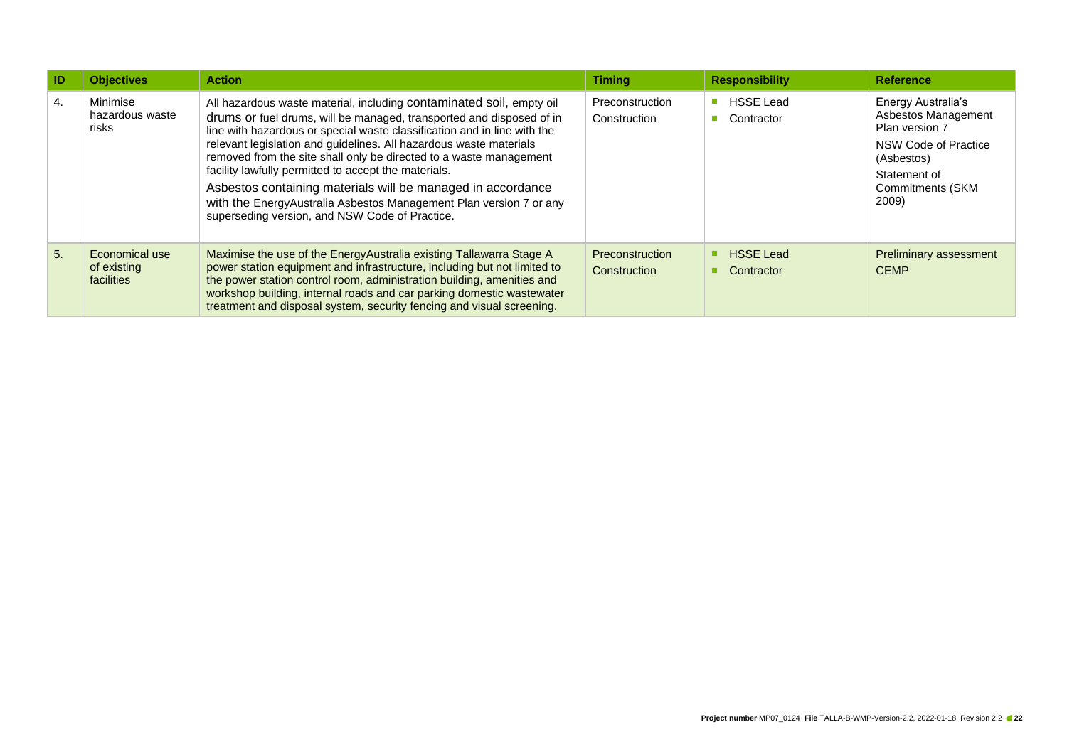| ID | Objectives | Action | Timing | Responsibility | Reference |
|---|---|---|---|---|---|
| 4. | Minimise hazardous waste risks | All hazardous waste material, including contaminated soil, empty oil drums or fuel drums, will be managed, transported and disposed of in line with hazardous or special waste classification and in line with the relevant legislation and guidelines. All hazardous waste materials removed from the site shall only be directed to a waste management facility lawfully permitted to accept the materials.<br><br>Asbestos containing materials will be managed in accordance with the EnergyAustralia Asbestos Management Plan version 7 or any superseding version, and NSW Code of Practice. | Preconstruction<br>Construction | ▪ HSSE Lead<br>▪ Contractor | Energy Australia's Asbestos Management Plan version 7<br><br>NSW Code of Practice (Asbestos)<br><br>Statement of Commitments (SKM 2009) |
| 5. | Economical use of existing facilities | Maximise the use of the EnergyAustralia existing Tallawarra Stage A power station equipment and infrastructure, including but not limited to the power station control room, administration building, amenities and workshop building, internal roads and car parking domestic wastewater treatment and disposal system, security fencing and visual screening. | Preconstruction<br>Construction | ▪ HSSE Lead<br>▪ Contractor | Preliminary assessment<br>CEMP |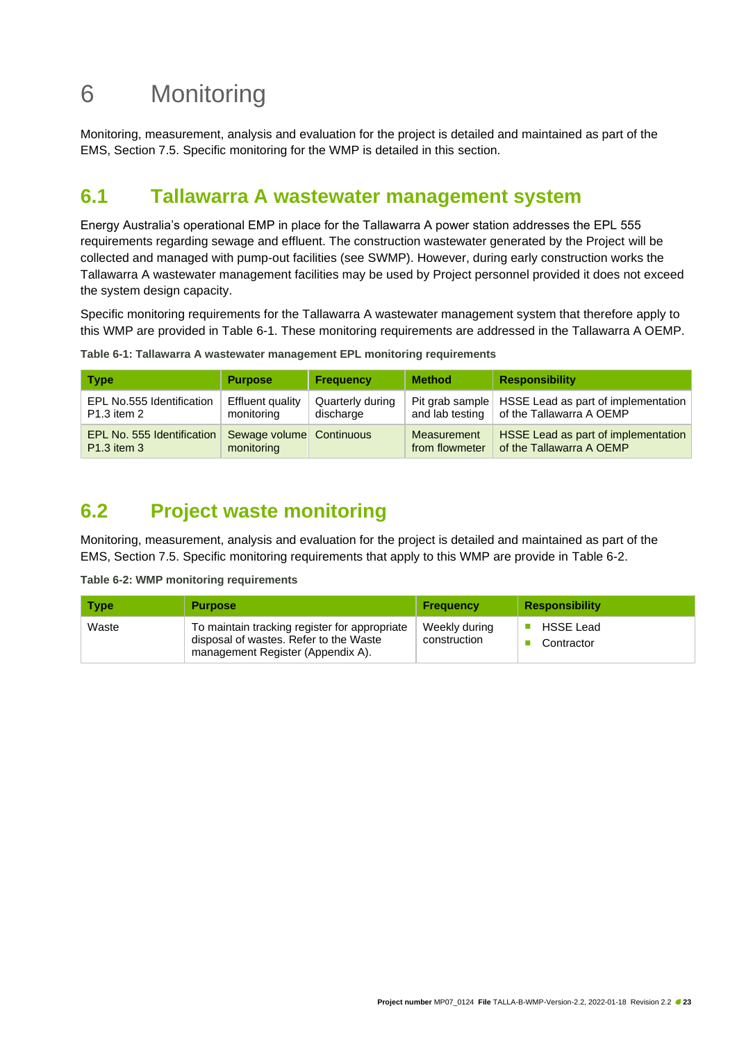# 6 Monitoring

Monitoring, measurement, analysis and evaluation for the project is detailed and maintained as part of the EMS, Section 7.5. Specific monitoring for the WMP is detailed in this section.

## 6.1 Tallawarra A wastewater management system

Energy Australia's operational EMP in place for the Tallawarra A power station addresses the EPL 555 requirements regarding sewage and effluent. The construction wastewater generated by the Project will be collected and managed with pump-out facilities (see SWMP). However, during early construction works the Tallawarra A wastewater management facilities may be used by Project personnel provided it does not exceed the system design capacity.

Specific monitoring requirements for the Tallawarra A wastewater management system that therefore apply to this WMP are provided in Table 6-1. These monitoring requirements are addressed in the Tallawarra A OEMP.

**Table 6-1: Tallawarra A wastewater management EPL monitoring requirements**

| Type | Purpose | Frequency | Method | Responsibility |
|---|---|---|---|---|
| EPL No.555 Identification P1.3 item 2 | Effluent quality monitoring | Quarterly during discharge | Pit grab sample and lab testing | HSSE Lead as part of implementation of the Tallawarra A OEMP |
| EPL No. 555 Identification P1.3 item 3 | Sewage volume monitoring | Continuous | Measurement from flowmeter | HSSE Lead as part of implementation of the Tallawarra A OEMP |

## 6.2 Project waste monitoring

Monitoring, measurement, analysis and evaluation for the project is detailed and maintained as part of the EMS, Section 7.5. Specific monitoring requirements that apply to this WMP are provide in Table 6-2.

**Table 6-2: WMP monitoring requirements**

| Type | Purpose | Frequency | Responsibility |
|---|---|---|---|
| Waste | To maintain tracking register for appropriate disposal of wastes. Refer to the Waste management Register (Appendix A). | Weekly during construction | ▪ HSSE Lead<br>▪ Contractor |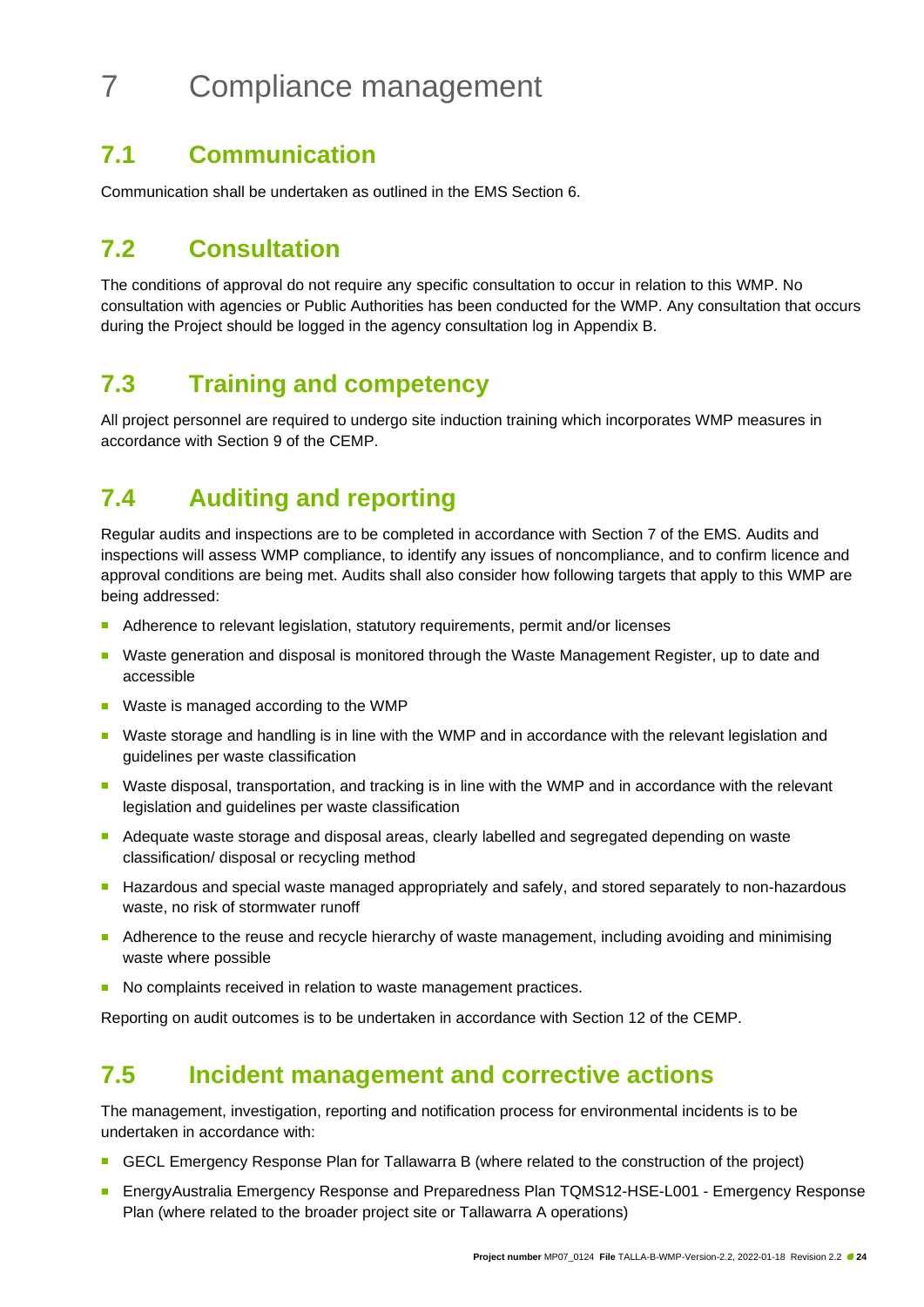# 7 Compliance management

## 7.1 Communication

Communication shall be undertaken as outlined in the EMS Section 6.

## 7.2 Consultation

The conditions of approval do not require any specific consultation to occur in relation to this WMP. No consultation with agencies or Public Authorities has been conducted for the WMP. Any consultation that occurs during the Project should be logged in the agency consultation log in Appendix B.

## 7.3 Training and competency

All project personnel are required to undergo site induction training which incorporates WMP measures in accordance with Section 9 of the CEMP.

## 7.4 Auditing and reporting

Regular audits and inspections are to be completed in accordance with Section 7 of the EMS. Audits and inspections will assess WMP compliance, to identify any issues of noncompliance, and to confirm licence and approval conditions are being met. Audits shall also consider how following targets that apply to this WMP are being addressed:

- Adherence to relevant legislation, statutory requirements, permit and/or licenses
- Waste generation and disposal is monitored through the Waste Management Register, up to date and accessible
- Waste is managed according to the WMP
- Waste storage and handling is in line with the WMP and in accordance with the relevant legislation and guidelines per waste classification
- Waste disposal, transportation, and tracking is in line with the WMP and in accordance with the relevant legislation and guidelines per waste classification
- Adequate waste storage and disposal areas, clearly labelled and segregated depending on waste classification/ disposal or recycling method
- Hazardous and special waste managed appropriately and safely, and stored separately to non-hazardous waste, no risk of stormwater runoff
- Adherence to the reuse and recycle hierarchy of waste management, including avoiding and minimising waste where possible
- No complaints received in relation to waste management practices.

Reporting on audit outcomes is to be undertaken in accordance with Section 12 of the CEMP.

## 7.5 Incident management and corrective actions

The management, investigation, reporting and notification process for environmental incidents is to be undertaken in accordance with:

- GECL Emergency Response Plan for Tallawarra B (where related to the construction of the project)
- EnergyAustralia Emergency Response and Preparedness Plan TQMS12-HSE-L001 - Emergency Response Plan (where related to the broader project site or Tallawarra A operations)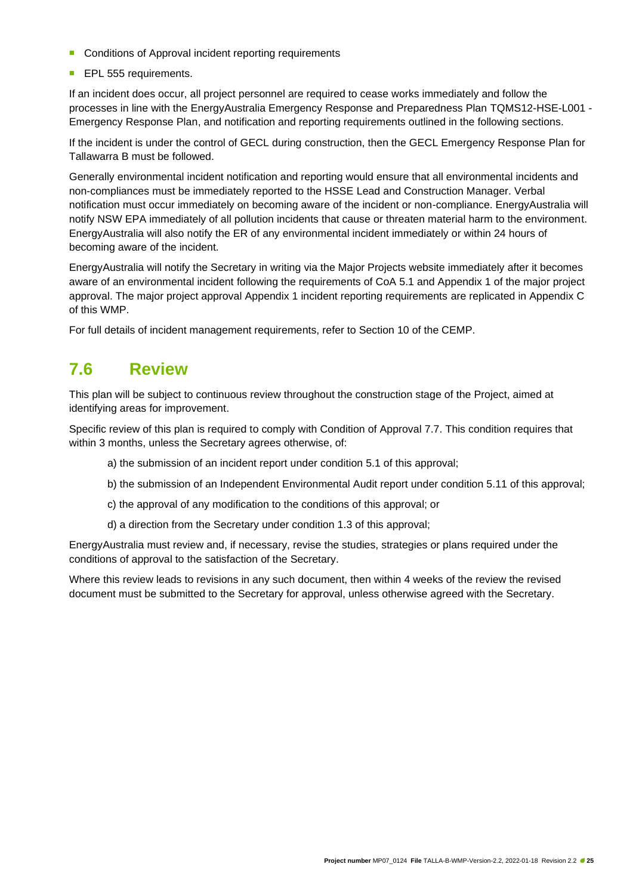- Conditions of Approval incident reporting requirements
- EPL 555 requirements.

If an incident does occur, all project personnel are required to cease works immediately and follow the processes in line with the EnergyAustralia Emergency Response and Preparedness Plan TQMS12-HSE-L001 - Emergency Response Plan, and notification and reporting requirements outlined in the following sections.

If the incident is under the control of GECL during construction, then the GECL Emergency Response Plan for Tallawarra B must be followed.

Generally environmental incident notification and reporting would ensure that all environmental incidents and non-compliances must be immediately reported to the HSSE Lead and Construction Manager. Verbal notification must occur immediately on becoming aware of the incident or non-compliance. EnergyAustralia will notify NSW EPA immediately of all pollution incidents that cause or threaten material harm to the environment. EnergyAustralia will also notify the ER of any environmental incident immediately or within 24 hours of becoming aware of the incident.

EnergyAustralia will notify the Secretary in writing via the Major Projects website immediately after it becomes aware of an environmental incident following the requirements of CoA 5.1 and Appendix 1 of the major project approval. The major project approval Appendix 1 incident reporting requirements are replicated in Appendix C of this WMP.

For full details of incident management requirements, refer to Section 10 of the CEMP.

## 7.6 Review

This plan will be subject to continuous review throughout the construction stage of the Project, aimed at identifying areas for improvement.

Specific review of this plan is required to comply with Condition of Approval 7.7. This condition requires that within 3 months, unless the Secretary agrees otherwise, of:

a) the submission of an incident report under condition 5.1 of this approval;

b) the submission of an Independent Environmental Audit report under condition 5.11 of this approval;

c) the approval of any modification to the conditions of this approval; or

d) a direction from the Secretary under condition 1.3 of this approval;

EnergyAustralia must review and, if necessary, revise the studies, strategies or plans required under the conditions of approval to the satisfaction of the Secretary.

Where this review leads to revisions in any such document, then within 4 weeks of the review the revised document must be submitted to the Secretary for approval, unless otherwise agreed with the Secretary.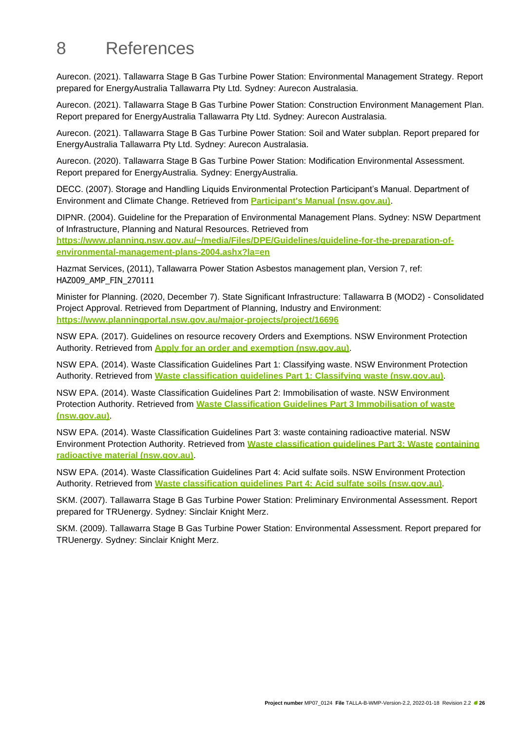# 8 References

Aurecon. (2021). Tallawarra Stage B Gas Turbine Power Station: Environmental Management Strategy. Report prepared for EnergyAustralia Tallawarra Pty Ltd. Sydney: Aurecon Australasia.

Aurecon. (2021). Tallawarra Stage B Gas Turbine Power Station: Construction Environment Management Plan. Report prepared for EnergyAustralia Tallawarra Pty Ltd. Sydney: Aurecon Australasia.

Aurecon. (2021). Tallawarra Stage B Gas Turbine Power Station: Soil and Water subplan. Report prepared for EnergyAustralia Tallawarra Pty Ltd. Sydney: Aurecon Australasia.

Aurecon. (2020). Tallawarra Stage B Gas Turbine Power Station: Modification Environmental Assessment. Report prepared for EnergyAustralia. Sydney: EnergyAustralia.

DECC. (2007). Storage and Handling Liquids Environmental Protection Participant's Manual. Department of Environment and Climate Change. Retrieved from **Participant's Manual (nsw.gov.au)**.

DIPNR. (2004). Guideline for the Preparation of Environmental Management Plans. Sydney: NSW Department of Infrastructure, Planning and Natural Resources. Retrieved from **https://www.planning.nsw.gov.au/~/media/Files/DPE/Guidelines/guideline-for-the-preparation-of-environmental-management-plans-2004.ashx?la=en**

Hazmat Services, (2011), Tallawarra Power Station Asbestos management plan, Version 7, ref: HAZ009_AMP_FIN_270111

Minister for Planning. (2020, December 7). State Significant Infrastructure: Tallawarra B (MOD2) - Consolidated Project Approval. Retrieved from Department of Planning, Industry and Environment: **https://www.planningportal.nsw.gov.au/major-projects/project/16696**

NSW EPA. (2017). Guidelines on resource recovery Orders and Exemptions. NSW Environment Protection Authority. Retrieved from **Apply for an order and exemption (nsw.gov.au)**.

NSW EPA. (2014). Waste Classification Guidelines Part 1: Classifying waste. NSW Environment Protection Authority. Retrieved from **Waste classification guidelines Part 1: Classifying waste (nsw.gov.au)**.

NSW EPA. (2014). Waste Classification Guidelines Part 2: Immobilisation of waste. NSW Environment Protection Authority. Retrieved from **Waste Classification Guidelines Part 3 Immobilisation of waste (nsw.gov.au)**.

NSW EPA. (2014). Waste Classification Guidelines Part 3: waste containing radioactive material. NSW Environment Protection Authority. Retrieved from **Waste classification guidelines Part 3: Waste containing radioactive material (nsw.gov.au)**.

NSW EPA. (2014). Waste Classification Guidelines Part 4: Acid sulfate soils. NSW Environment Protection Authority. Retrieved from **Waste classification guidelines Part 4: Acid sulfate soils (nsw.gov.au)**.

SKM. (2007). Tallawarra Stage B Gas Turbine Power Station: Preliminary Environmental Assessment. Report prepared for TRUenergy. Sydney: Sinclair Knight Merz.

SKM. (2009). Tallawarra Stage B Gas Turbine Power Station: Environmental Assessment. Report prepared for TRUenergy. Sydney: Sinclair Knight Merz.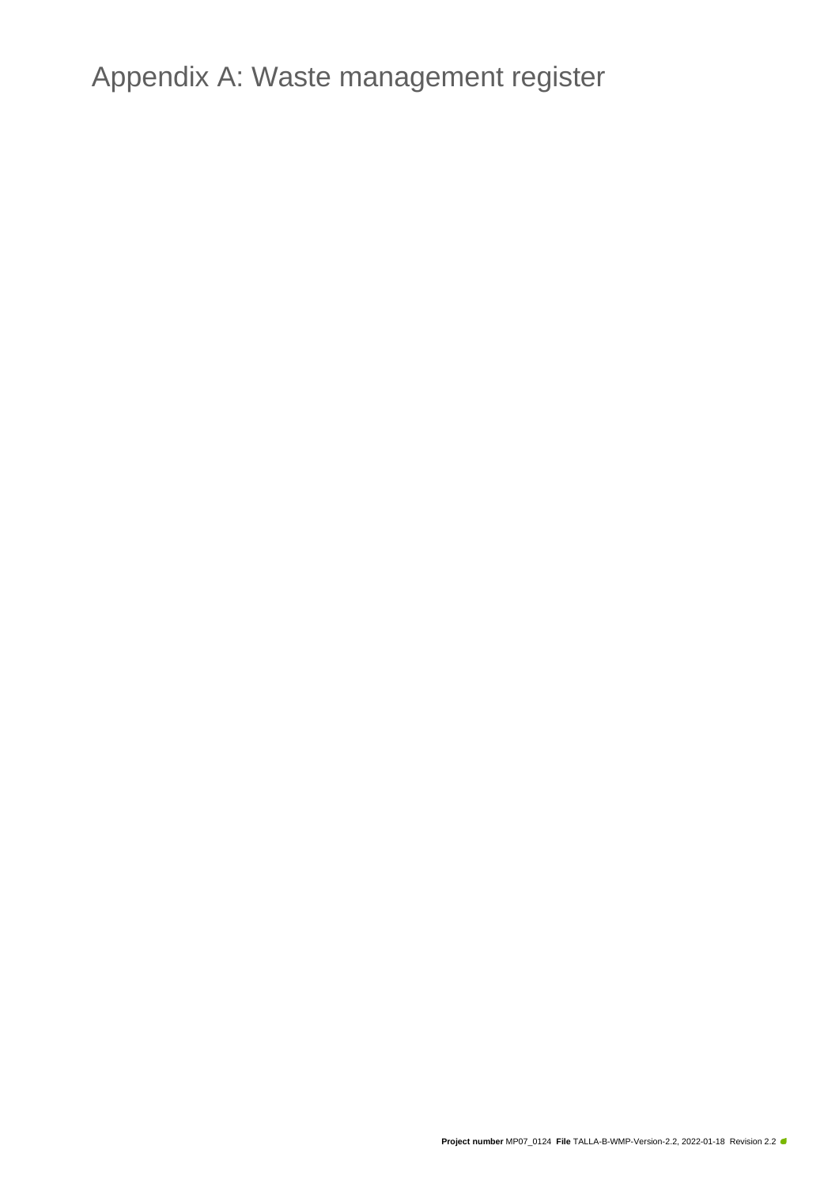# Appendix A: Waste management register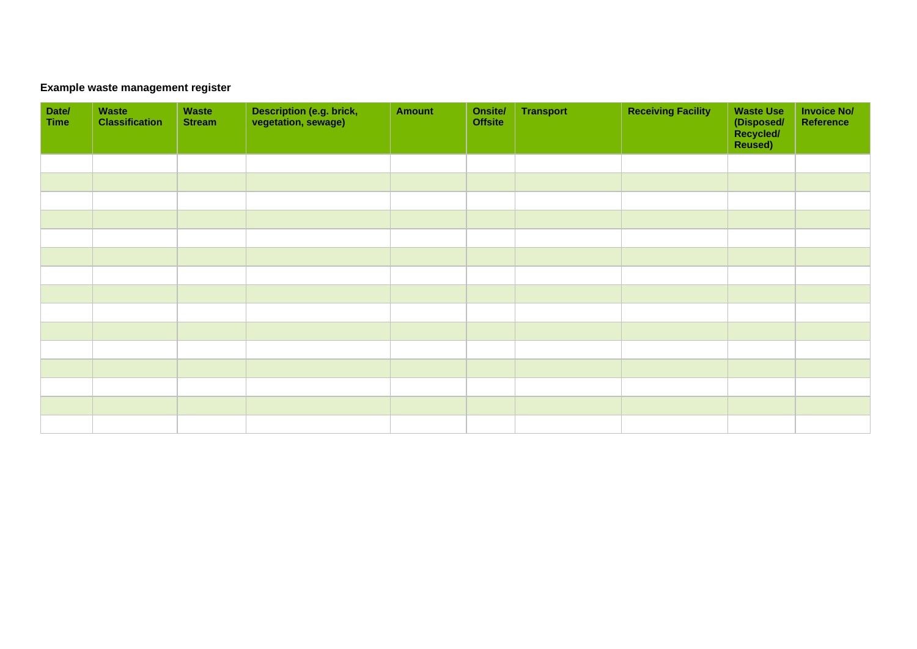**Example waste management register**

| Date/ Time | Waste Classification | Waste Stream | Description (e.g. brick, vegetation, sewage) | Amount | Onsite/ Offsite | Transport | Receiving Facility | Waste Use (Disposed/ Recycled/ Reused) | Invoice No/ Reference |
|---|---|---|---|---|---|---|---|---|---|
| | | | | | | | | | |
| | | | | | | | | | |
| | | | | | | | | | |
| | | | | | | | | | |
| | | | | | | | | | |
| | | | | | | | | | |
| | | | | | | | | | |
| | | | | | | | | | |
| | | | | | | | | | |
| | | | | | | | | | |
| | | | | | | | | | |
| | | | | | | | | | |
| | | | | | | | | | |
| | | | | | | | | | |
| | | | | | | | | | |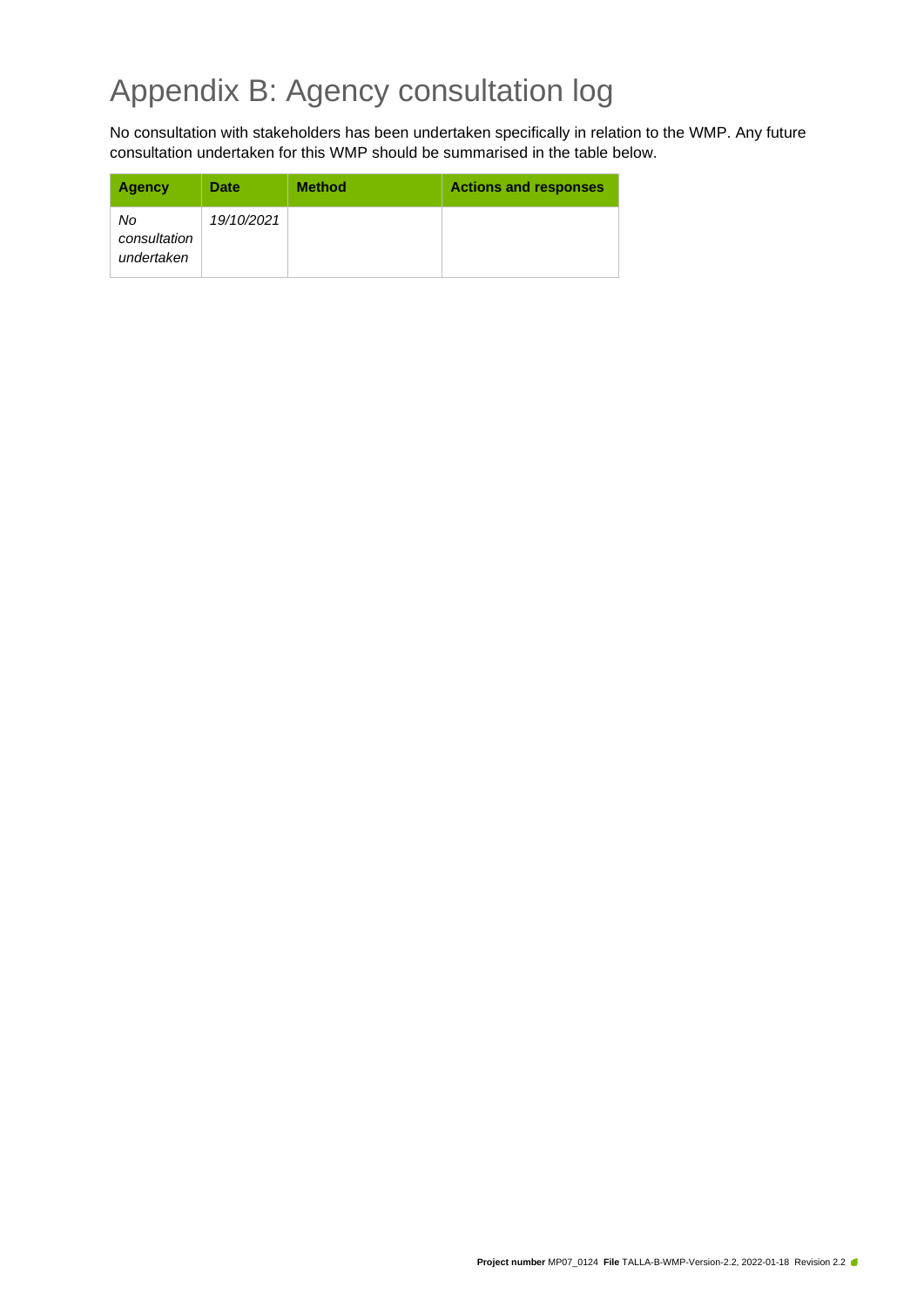# Appendix B: Agency consultation log

No consultation with stakeholders has been undertaken specifically in relation to the WMP. Any future consultation undertaken for this WMP should be summarised in the table below.

| Agency | Date | Method | Actions and responses |
|---|---|---|---|
| *No consultation undertaken* | *19/10/2021* | | |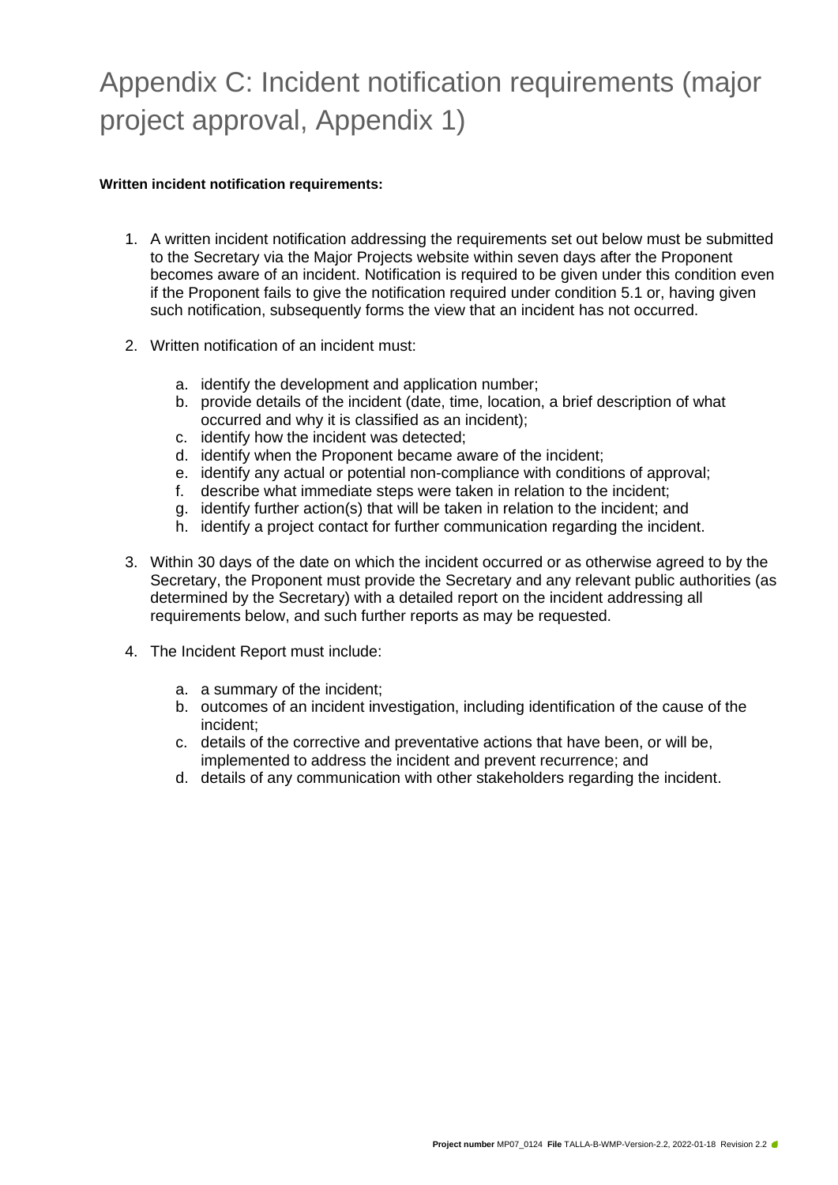# Appendix C: Incident notification requirements (major project approval, Appendix 1)

**Written incident notification requirements:**

1. A written incident notification addressing the requirements set out below must be submitted to the Secretary via the Major Projects website within seven days after the Proponent becomes aware of an incident. Notification is required to be given under this condition even if the Proponent fails to give the notification required under condition 5.1 or, having given such notification, subsequently forms the view that an incident has not occurred.

2. Written notification of an incident must:

   a. identify the development and application number;
   b. provide details of the incident (date, time, location, a brief description of what occurred and why it is classified as an incident);
   c. identify how the incident was detected;
   d. identify when the Proponent became aware of the incident;
   e. identify any actual or potential non-compliance with conditions of approval;
   f. describe what immediate steps were taken in relation to the incident;
   g. identify further action(s) that will be taken in relation to the incident; and
   h. identify a project contact for further communication regarding the incident.

3. Within 30 days of the date on which the incident occurred or as otherwise agreed to by the Secretary, the Proponent must provide the Secretary and any relevant public authorities (as determined by the Secretary) with a detailed report on the incident addressing all requirements below, and such further reports as may be requested.

4. The Incident Report must include:

   a. a summary of the incident;
   b. outcomes of an incident investigation, including identification of the cause of the incident;
   c. details of the corrective and preventative actions that have been, or will be, implemented to address the incident and prevent recurrence; and
   d. details of any communication with other stakeholders regarding the incident.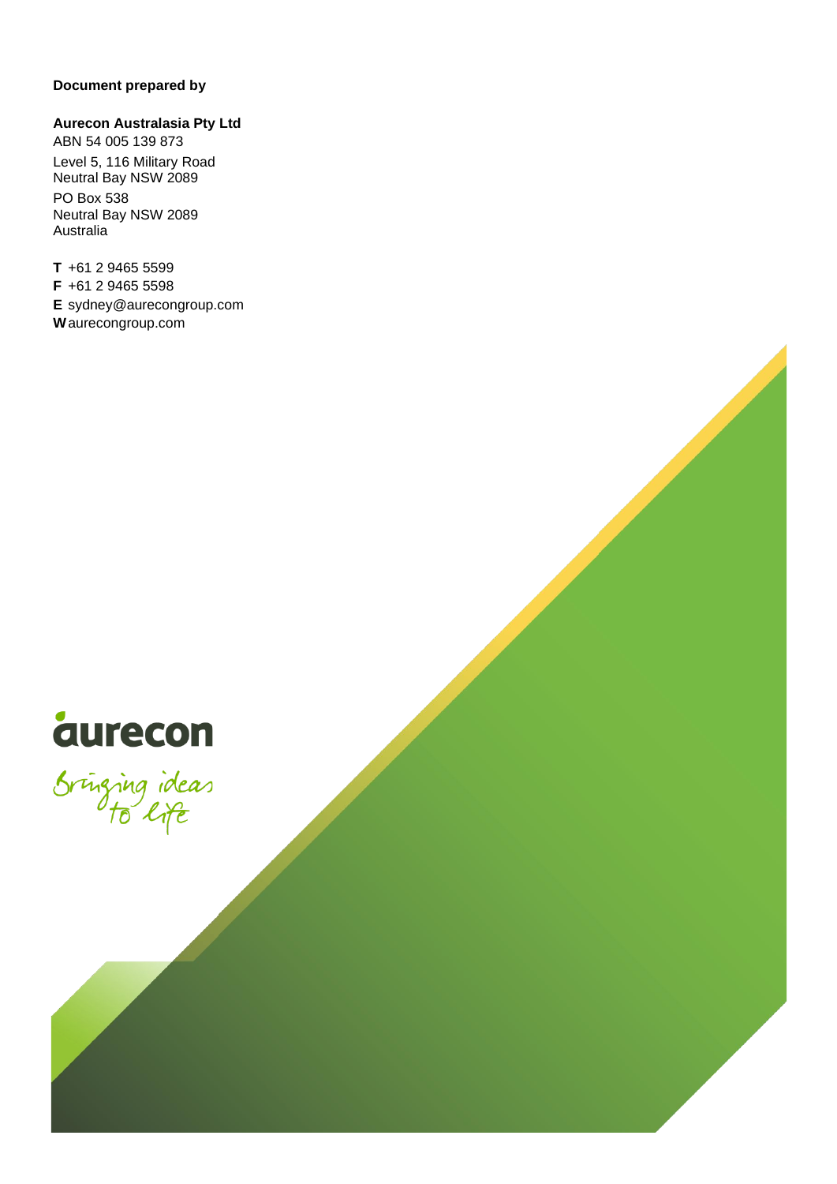**Document prepared by**

**Aurecon Australasia Pty Ltd**
ABN 54 005 139 873
Level 5, 116 Military Road
Neutral Bay NSW 2089
PO Box 538
Neutral Bay NSW 2089
Australia

**T** +61 2 9465 5599
**F** +61 2 9465 5598
**E** sydney@aurecongroup.com
**W** aurecongroup.com

aurecon

Bringing ideas to life